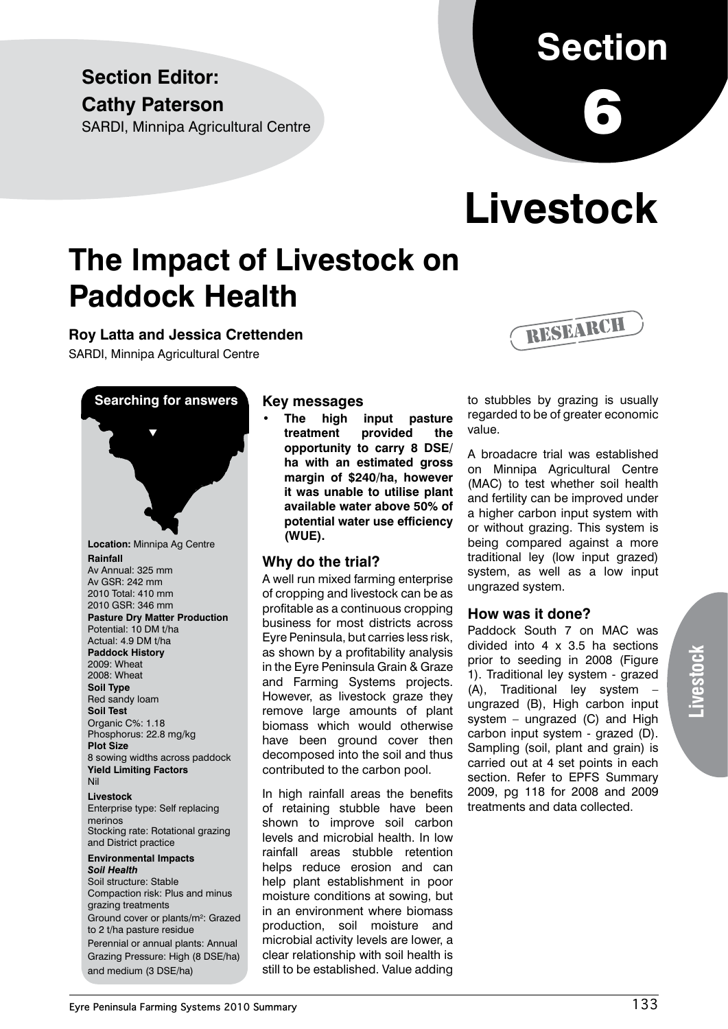# Section 6

## Section Editor:

## Cathy Paterson

SARDI, Minnipa Agricultural Centre

# Livestock

# The Impact of Livestock on Paddock Health

**Roy Latta and Jessica Crettenden**

SARDI, Minnipa Agricultural Centre

RESEARCH

**Searching for answers**

**Location:** Minnipa Ag Centre

**Rainfall**
Av Annual: 325 mm
Av GSR: 242 mm
2010 Total: 410 mm
2010 GSR: 346 mm

**Pasture Dry Matter Production**
Potential: 10 DM t/ha
Actual: 4.9 DM t/ha

**Paddock History**
2009: Wheat
2008: Wheat

**Soil Type**
Red sandy loam

**Soil Test**
Organic C%: 1.18
Phosphorus: 22.8 mg/kg

**Plot Size**
8 sowing widths across paddock

**Yield Limiting Factors**
Nil

**Livestock**
Enterprise type: Self replacing merinos
Stocking rate: Rotational grazing and District practice

**Environmental Impacts**
***Soil Health***
Soil structure: Stable
Compaction risk: Plus and minus grazing treatments
Ground cover or plants/m²: Grazed to 2 t/ha pasture residue
Perennial or annual plants: Annual
Grazing Pressure: High (8 DSE/ha) and medium (3 DSE/ha)

## Key messages

- **The high input pasture treatment provided the opportunity to carry 8 DSE/ha with an estimated gross margin of $240/ha, however it was unable to utilise plant available water above 50% of potential water use efficiency (WUE).**

## Why do the trial?

A well run mixed farming enterprise of cropping and livestock can be as profitable as a continuous cropping business for most districts across Eyre Peninsula, but carries less risk, as shown by a profitability analysis in the Eyre Peninsula Grain & Graze and Farming Systems projects. However, as livestock graze they remove large amounts of plant biomass which would otherwise have been ground cover then decomposed into the soil and thus contributed to the carbon pool.

In high rainfall areas the benefits of retaining stubble have been shown to improve soil carbon levels and microbial health. In low rainfall areas stubble retention helps reduce erosion and can help plant establishment in poor moisture conditions at sowing, but in an environment where biomass production, soil moisture and microbial activity levels are lower, a clear relationship with soil health is still to be established. Value adding to stubbles by grazing is usually regarded to be of greater economic value.

A broadacre trial was established on Minnipa Agricultural Centre (MAC) to test whether soil health and fertility can be improved under a higher carbon input system with or without grazing. This system is being compared against a more traditional ley (low input grazed) system, as well as a low input ungrazed system.

## How was it done?

Paddock South 7 on MAC was divided into 4 x 3.5 ha sections prior to seeding in 2008 (Figure 1). Traditional ley system - grazed (A), Traditional ley system – ungrazed (B), High carbon input system – ungrazed (C) and High carbon input system - grazed (D). Sampling (soil, plant and grain) is carried out at 4 set points in each section. Refer to EPFS Summary 2009, pg 118 for 2008 and 2009 treatments and data collected.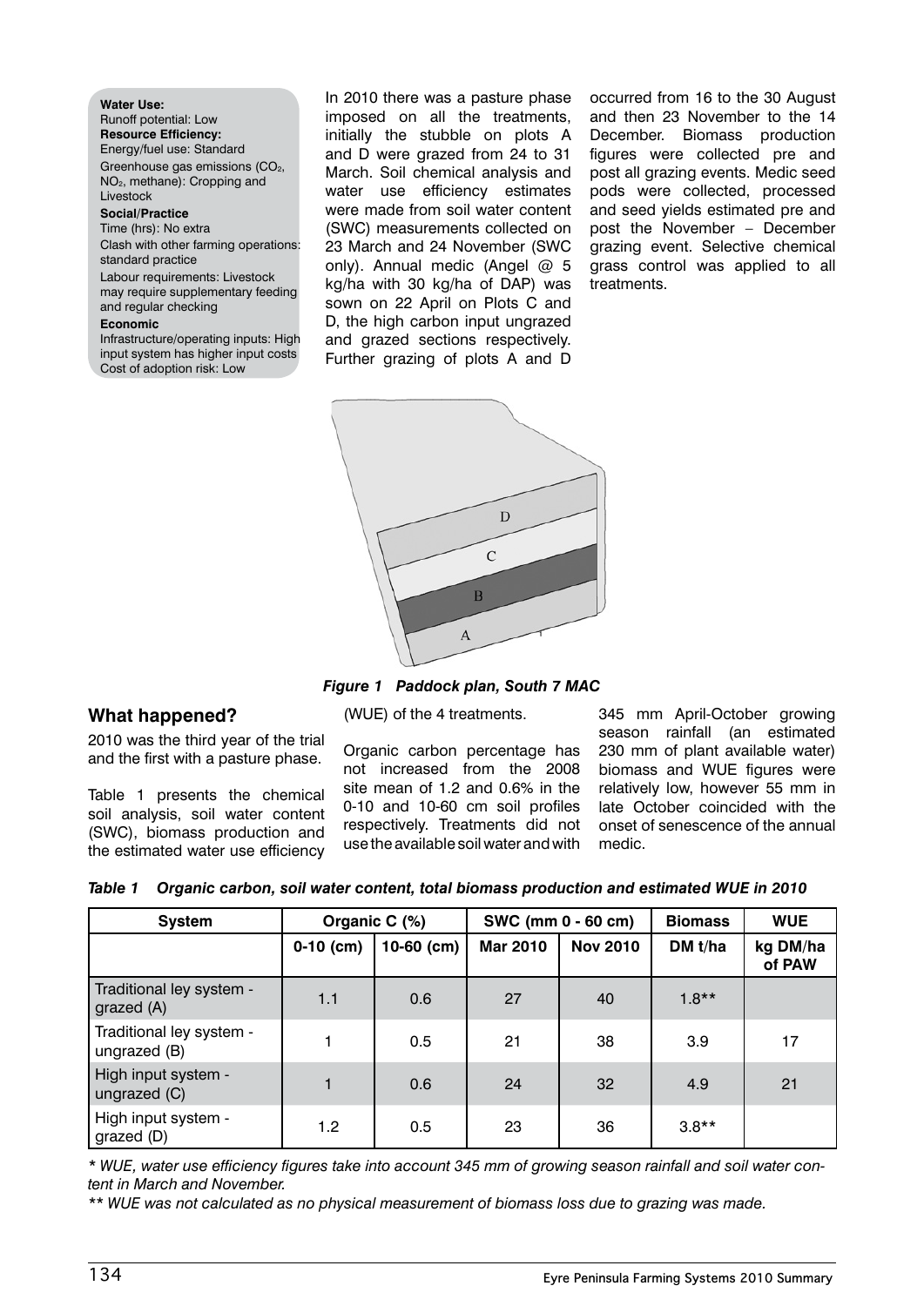**Water Use:**
Runoff potential: Low
**Resource Efficiency:**
Energy/fuel use: Standard
Greenhouse gas emissions ($CO_2$, $NO_2$, methane): Cropping and Livestock
**Social/Practice**
Time (hrs): No extra
Clash with other farming operations: standard practice
Labour requirements: Livestock may require supplementary feeding and regular checking
**Economic**
Infrastructure/operating inputs: High input system has higher input costs
Cost of adoption risk: Low

In 2010 there was a pasture phase imposed on all the treatments, initially the stubble on plots A and D were grazed from 24 to 31 March. Soil chemical analysis and water use efficiency estimates were made from soil water content (SWC) measurements collected on 23 March and 24 November (SWC only). Annual medic (Angel @ 5 kg/ha with 30 kg/ha of DAP) was sown on 22 April on Plots C and D, the high carbon input ungrazed and grazed sections respectively. Further grazing of plots A and D occurred from 16 to the 30 August and then 23 November to the 14 December. Biomass production figures were collected pre and post all grazing events. Medic seed pods were collected, processed and seed yields estimated pre and post the November – December grazing event. Selective chemical grass control was applied to all treatments.

*Figure 1 Paddock plan, South 7 MAC*

## What happened?

2010 was the third year of the trial and the first with a pasture phase.

Table 1 presents the chemical soil analysis, soil water content (SWC), biomass production and the estimated water use efficiency (WUE) of the 4 treatments.

Organic carbon percentage has not increased from the 2008 site mean of 1.2 and 0.6% in the 0-10 and 10-60 cm soil profiles respectively. Treatments did not use the available soil water and with 345 mm April-October growing season rainfall (an estimated 230 mm of plant available water) biomass and WUE figures were relatively low, however 55 mm in late October coincided with the onset of senescence of the annual medic.

*Table 1 Organic carbon, soil water content, total biomass production and estimated WUE in 2010*

| System | Organic C (%) | | SWC (mm 0 - 60 cm) | | Biomass | WUE |
|---|---|---|---|---|---|---|
| | 0-10 (cm) | 10-60 (cm) | Mar 2010 | Nov 2010 | DM t/ha | kg DM/ha of PAW |
| Traditional ley system - grazed (A) | 1.1 | 0.6 | 27 | 40 | 1.8** | |
| Traditional ley system - ungrazed (B) | 1 | 0.5 | 21 | 38 | 3.9 | 17 |
| High input system - ungrazed (C) | 1 | 0.6 | 24 | 32 | 4.9 | 21 |
| High input system - grazed (D) | 1.2 | 0.5 | 23 | 36 | 3.8** | |

*\* WUE, water use efficiency figures take into account 345 mm of growing season rainfall and soil water content in March and November.*

*\*\* WUE was not calculated as no physical measurement of biomass loss due to grazing was made.*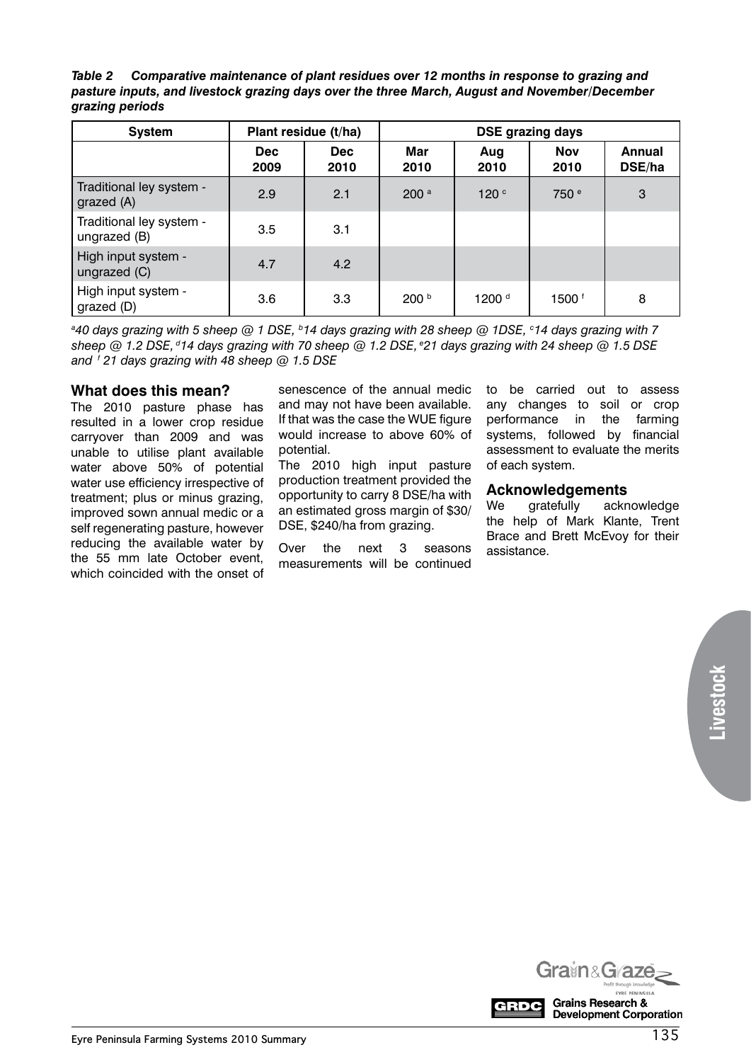***Table 2 Comparative maintenance of plant residues over 12 months in response to grazing and pasture inputs, and livestock grazing days over the three March, August and November/December grazing periods***

| System | Plant residue (t/ha) | | DSE grazing days | | | |
|---|---|---|---|---|---|---|
| | Dec 2009 | Dec 2010 | Mar 2010 | Aug 2010 | Nov 2010 | Annual DSE/ha |
| Traditional ley system - grazed (A) | 2.9 | 2.1 | 200 [a] | 120 [c] | 750 [e] | 3 |
| Traditional ley system - ungrazed (B) | 3.5 | 3.1 | | | | |
| High input system - ungrazed (C) | 4.7 | 4.2 | | | | |
| High input system - grazed (D) | 3.6 | 3.3 | 200 [b] | 1200 [d] | 1500 [f] | 8 |

*[a]40 days grazing with 5 sheep @ 1 DSE, [b]14 days grazing with 28 sheep @ 1DSE, [c]14 days grazing with 7 sheep @ 1.2 DSE, [d]14 days grazing with 70 sheep @ 1.2 DSE, [e]21 days grazing with 24 sheep @ 1.5 DSE and [f] 21 days grazing with 48 sheep @ 1.5 DSE*

## What does this mean?

The 2010 pasture phase has resulted in a lower crop residue carryover than 2009 and was unable to utilise plant available water above 50% of potential water use efficiency irrespective of treatment; plus or minus grazing, improved sown annual medic or a self regenerating pasture, however reducing the available water by the 55 mm late October event, which coincided with the onset of senescence of the annual medic and may not have been available. If that was the case the WUE figure would increase to above 60% of potential.

The 2010 high input pasture production treatment provided the opportunity to carry 8 DSE/ha with an estimated gross margin of $30/DSE, $240/ha from grazing.

Over the next 3 seasons measurements will be continued to be carried out to assess any changes to soil or crop performance in the farming systems, followed by financial assessment to evaluate the merits of each system.

## Acknowledgements

We gratefully acknowledge the help of Mark Klante, Trent Brace and Brett McEvoy for their assistance.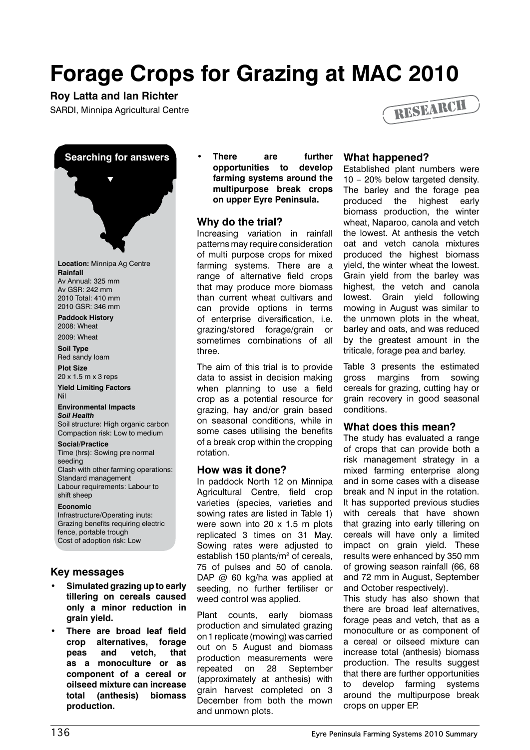# Forage Crops for Grazing at MAC 2010

**Roy Latta and Ian Richter**

SARDI, Minnipa Agricultural Centre

RESEARCH

**Searching for answers**

**Location:** Minnipa Ag Centre

**Rainfall**
Av Annual: 325 mm
Av GSR: 242 mm
2010 Total: 410 mm
2010 GSR: 346 mm

**Paddock History**
2008: Wheat
2009: Wheat

**Soil Type**
Red sandy loam

**Plot Size**
20 x 1.5 m x 3 reps

**Yield Limiting Factors**
Nil

**Environmental Impacts**
***Soil Health***
Soil structure: High organic carbon
Compaction risk: Low to medium

**Social/Practice**
Time (hrs): Sowing pre normal seeding
Clash with other farming operations: Standard management
Labour requirements: Labour to shift sheep

**Economic**
Infrastructure/Operating inuts: Grazing benefits requiring electric fence, portable trough
Cost of adoption risk: Low

## Key messages

- **Simulated grazing up to early tillering on cereals caused only a minor reduction in grain yield.**
- **There are broad leaf field crop alternatives, forage peas and vetch, that as a monoculture or as component of a cereal or oilseed mixture can increase total (anthesis) biomass production.**
- **There are further opportunities to develop farming systems around the multipurpose break crops on upper Eyre Peninsula.**

## Why do the trial?

Increasing variation in rainfall patterns may require consideration of multi purpose crops for mixed farming systems. There are a range of alternative field crops that may produce more biomass than current wheat cultivars and can provide options in terms of enterprise diversification, i.e. grazing/stored forage/grain or sometimes combinations of all three.

The aim of this trial is to provide data to assist in decision making when planning to use a field crop as a potential resource for grazing, hay and/or grain based on seasonal conditions, while in some cases utilising the benefits of a break crop within the cropping rotation.

## How was it done?

In paddock North 12 on Minnipa Agricultural Centre, field crop varieties (species, varieties and sowing rates are listed in Table 1) were sown into 20 x 1.5 m plots replicated 3 times on 31 May. Sowing rates were adjusted to establish 150 plants/m$^2$ of cereals, 75 of pulses and 50 of canola. DAP @ 60 kg/ha was applied at seeding, no further fertiliser or weed control was applied.

Plant counts, early biomass production and simulated grazing on 1 replicate (mowing) was carried out on 5 August and biomass production measurements were repeated on 28 September (approximately at anthesis) with grain harvest completed on 3 December from both the mown and unmown plots.

## What happened?

Established plant numbers were 10 – 20% below targeted density. The barley and the forage pea produced the highest early biomass production, the winter wheat, Naparoo, canola and vetch the lowest. At anthesis the vetch oat and vetch canola mixtures produced the highest biomass yield, the winter wheat the lowest. Grain yield from the barley was highest, the vetch and canola lowest. Grain yield following mowing in August was similar to the unmown plots in the wheat, barley and oats, and was reduced by the greatest amount in the triticale, forage pea and barley.

Table 3 presents the estimated gross margins from sowing cereals for grazing, cutting hay or grain recovery in good seasonal conditions.

## What does this mean?

The study has evaluated a range of crops that can provide both a risk management strategy in a mixed farming enterprise along and in some cases with a disease break and N input in the rotation. It has supported previous studies with cereals that have shown that grazing into early tillering on cereals will have only a limited impact on grain yield. These results were enhanced by 350 mm of growing season rainfall (66, 68 and 72 mm in August, September and October respectively).

This study has also shown that there are broad leaf alternatives, forage peas and vetch, that as a monoculture or as component of a cereal or oilseed mixture can increase total (anthesis) biomass production. The results suggest that there are further opportunities to develop farming systems around the multipurpose break crops on upper EP.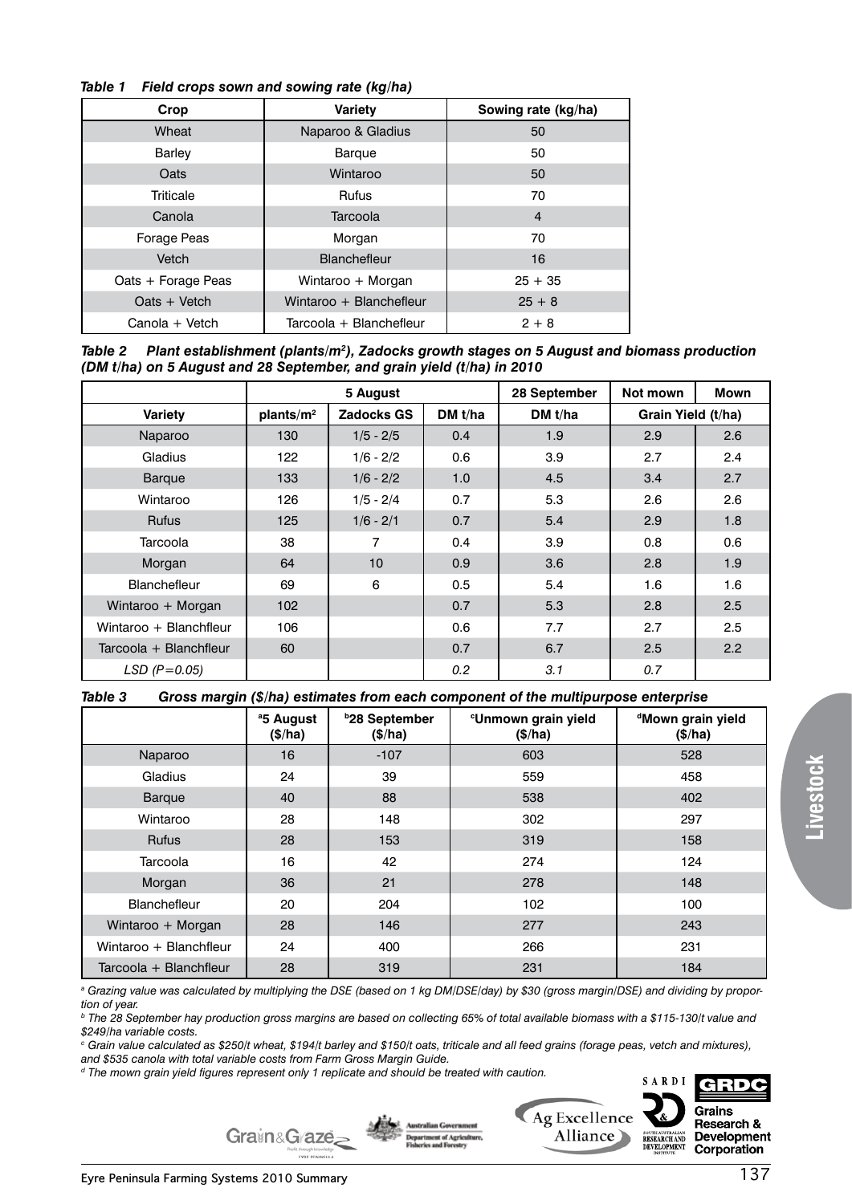*Table 1 Field crops sown and sowing rate (kg/ha)*

| Crop | Variety | Sowing rate (kg/ha) |
|---|---|---|
| Wheat | Naparoo & Gladius | 50 |
| Barley | Barque | 50 |
| Oats | Wintaroo | 50 |
| Triticale | Rufus | 70 |
| Canola | Tarcoola | 4 |
| Forage Peas | Morgan | 70 |
| Vetch | Blanchefleur | 16 |
| Oats + Forage Peas | Wintaroo + Morgan | 25 + 35 |
| Oats + Vetch | Wintaroo + Blanchefleur | 25 + 8 |
| Canola + Vetch | Tarcoola + Blanchefleur | 2 + 8 |

*Table 2 Plant establishment (plants/m²), Zadocks growth stages on 5 August and biomass production (DM t/ha) on 5 August and 28 September, and grain yield (t/ha) in 2010*

| | 5 August | | | 28 September | Not mown | Mown |
|---|---|---|---|---|---|---|
| Variety | plants/m² | Zadocks GS | DM t/ha | DM t/ha | Grain Yield (t/ha) | |
| Naparoo | 130 | 1/5 - 2/5 | 0.4 | 1.9 | 2.9 | 2.6 |
| Gladius | 122 | 1/6 - 2/2 | 0.6 | 3.9 | 2.7 | 2.4 |
| Barque | 133 | 1/6 - 2/2 | 1.0 | 4.5 | 3.4 | 2.7 |
| Wintaroo | 126 | 1/5 - 2/4 | 0.7 | 5.3 | 2.6 | 2.6 |
| Rufus | 125 | 1/6 - 2/1 | 0.7 | 5.4 | 2.9 | 1.8 |
| Tarcoola | 38 | 7 | 0.4 | 3.9 | 0.8 | 0.6 |
| Morgan | 64 | 10 | 0.9 | 3.6 | 2.8 | 1.9 |
| Blanchefleur | 69 | 6 | 0.5 | 5.4 | 1.6 | 1.6 |
| Wintaroo + Morgan | 102 | | 0.7 | 5.3 | 2.8 | 2.5 |
| Wintaroo + Blanchfleur | 106 | | 0.6 | 7.7 | 2.7 | 2.5 |
| Tarcoola + Blanchfleur | 60 | | 0.7 | 6.7 | 2.5 | 2.2 |
| *LSD (P=0.05)* | | | *0.2* | *3.1* | *0.7* | |

*Table 3 Gross margin ($/ha) estimates from each component of the multipurpose enterprise*

| | [a]5 August ($/ha) | [b]28 September ($/ha) | [c]Unmown grain yield ($/ha) | [d]Mown grain yield ($/ha) |
|---|---|---|---|---|
| Naparoo | 16 | -107 | 603 | 528 |
| Gladius | 24 | 39 | 559 | 458 |
| Barque | 40 | 88 | 538 | 402 |
| Wintaroo | 28 | 148 | 302 | 297 |
| Rufus | 28 | 153 | 319 | 158 |
| Tarcoola | 16 | 42 | 274 | 124 |
| Morgan | 36 | 21 | 278 | 148 |
| Blanchefleur | 20 | 204 | 102 | 100 |
| Wintaroo + Morgan | 28 | 146 | 277 | 243 |
| Wintaroo + Blanchfleur | 24 | 400 | 266 | 231 |
| Tarcoola + Blanchfleur | 28 | 319 | 231 | 184 |

[a] *Grazing value was calculated by multiplying the DSE (based on 1 kg DM/DSE/day) by $30 (gross margin/DSE) and dividing by proportion of year.*

[b] *The 28 September hay production gross margins are based on collecting 65% of total available biomass with a $115-130/t value and $249/ha variable costs.*

[c] *Grain value calculated as $250/t wheat, $194/t barley and $150/t oats, triticale and all feed grains (forage peas, vetch and mixtures), and $535 canola with total variable costs from Farm Gross Margin Guide.*

[d] *The mown grain yield figures represent only 1 replicate and should be treated with caution.*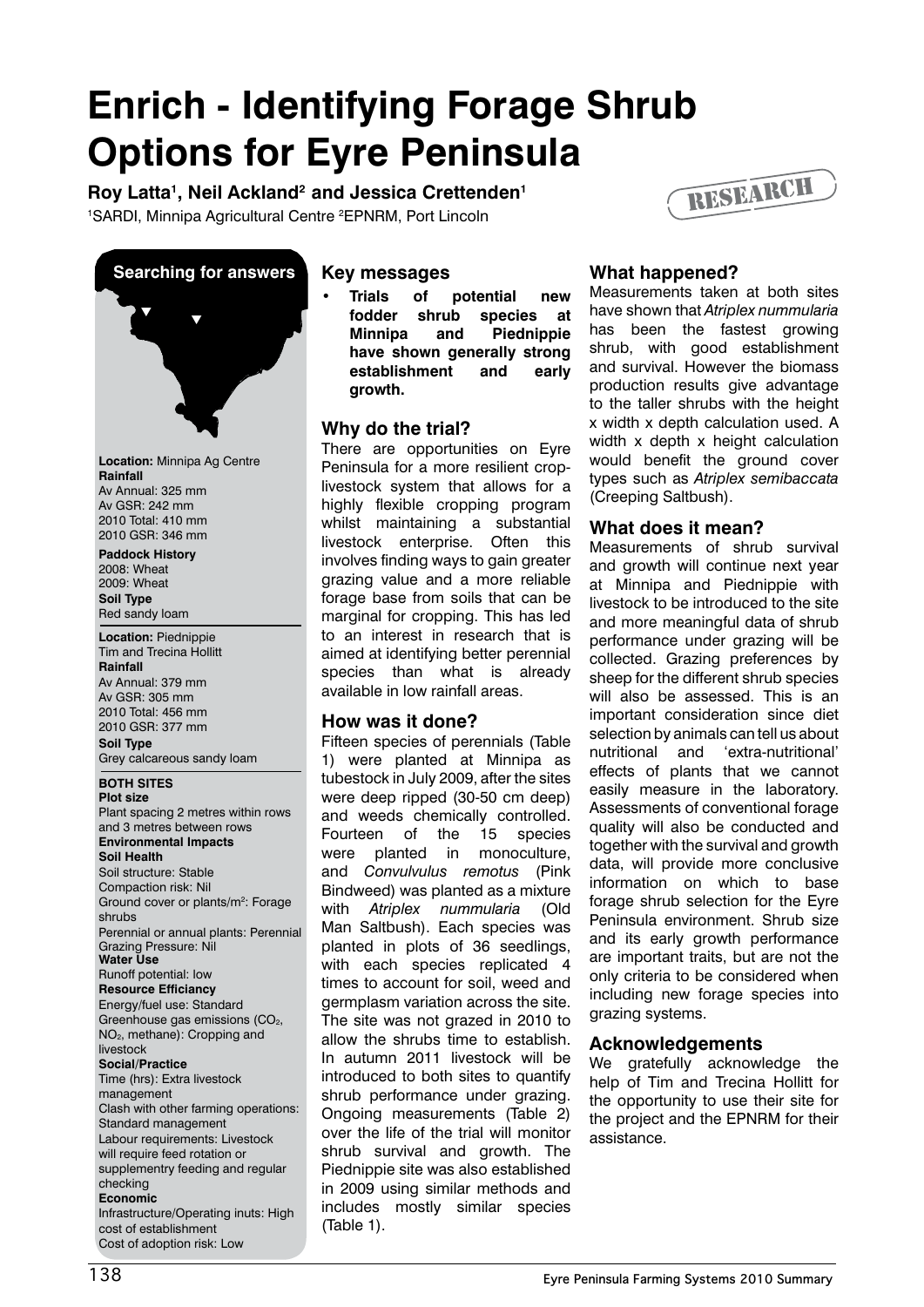# Enrich - Identifying Forage Shrub Options for Eyre Peninsula

**Roy Latta[1], Neil Ackland[2] and Jessica Crettenden[1]**

[1]SARDI, Minnipa Agricultural Centre [2]EPNRM, Port Lincoln

RESEARCH

**Searching for answers**

**Location:** Minnipa Ag Centre
**Rainfall**
Av Annual: 325 mm
Av GSR: 242 mm
2010 Total: 410 mm
2010 GSR: 346 mm
**Paddock History**
2008: Wheat
2009: Wheat
**Soil Type**
Red sandy loam

**Location:** Piednippie
Tim and Trecina Hollitt
**Rainfall**
Av Annual: 379 mm
Av GSR: 305 mm
2010 Total: 456 mm
2010 GSR: 377 mm
**Soil Type**
Grey calcareous sandy loam

**BOTH SITES**
**Plot size**
Plant spacing 2 metres within rows and 3 metres between rows
**Environmental Impacts**
**Soil Health**
Soil structure: Stable
Compaction risk: Nil
Ground cover or plants/m$^2$: Forage shrubs
Perennial or annual plants: Perennial
Grazing Pressure: Nil
**Water Use**
Runoff potential: low
**Resource Efficiancy**
Energy/fuel use: Standard
Greenhouse gas emissions ($CO_2$, $NO_2$, methane): Cropping and livestock
**Social/Practice**
Time (hrs): Extra livestock management
Clash with other farming operations: Standard management
Labour requirements: Livestock will require feed rotation or supplementry feeding and regular checking
**Economic**
Infrastructure/Operating inuts: High cost of establishment
Cost of adoption risk: Low

## Key messages

- **Trials of potential new fodder shrub species at Minnipa and Piednippie have shown generally strong establishment and early growth.**

## Why do the trial?

There are opportunities on Eyre Peninsula for a more resilient crop-livestock system that allows for a highly flexible cropping program whilst maintaining a substantial livestock enterprise. Often this involves finding ways to gain greater grazing value and a more reliable forage base from soils that can be marginal for cropping. This has led to an interest in research that is aimed at identifying better perennial species than what is already available in low rainfall areas.

## How was it done?

Fifteen species of perennials (Table 1) were planted at Minnipa as tubestock in July 2009, after the sites were deep ripped (30-50 cm deep) and weeds chemically controlled. Fourteen of the 15 species were planted in monoculture, and *Convulvulus remotus* (Pink Bindweed) was planted as a mixture with *Atriplex nummularia* (Old Man Saltbush). Each species was planted in plots of 36 seedlings, with each species replicated 4 times to account for soil, weed and germplasm variation across the site. The site was not grazed in 2010 to allow the shrubs time to establish. In autumn 2011 livestock will be introduced to both sites to quantify shrub performance under grazing. Ongoing measurements (Table 2) over the life of the trial will monitor shrub survival and growth. The Piednippie site was also established in 2009 using similar methods and includes mostly similar species (Table 1).

## What happened?

Measurements taken at both sites have shown that *Atriplex nummularia* has been the fastest growing shrub, with good establishment and survival. However the biomass production results give advantage to the taller shrubs with the height x width x depth calculation used. A width x depth x height calculation would benefit the ground cover types such as *Atriplex semibaccata* (Creeping Saltbush).

## What does it mean?

Measurements of shrub survival and growth will continue next year at Minnipa and Piednippie with livestock to be introduced to the site and more meaningful data of shrub performance under grazing will be collected. Grazing preferences by sheep for the different shrub species will also be assessed. This is an important consideration since diet selection by animals can tell us about nutritional and 'extra-nutritional' effects of plants that we cannot easily measure in the laboratory. Assessments of conventional forage quality will also be conducted and together with the survival and growth data, will provide more conclusive information on which to base forage shrub selection for the Eyre Peninsula environment. Shrub size and its early growth performance are important traits, but are not the only criteria to be considered when including new forage species into grazing systems.

## Acknowledgements

We gratefully acknowledge the help of Tim and Trecina Hollitt for the opportunity to use their site for the project and the EPNRM for their assistance.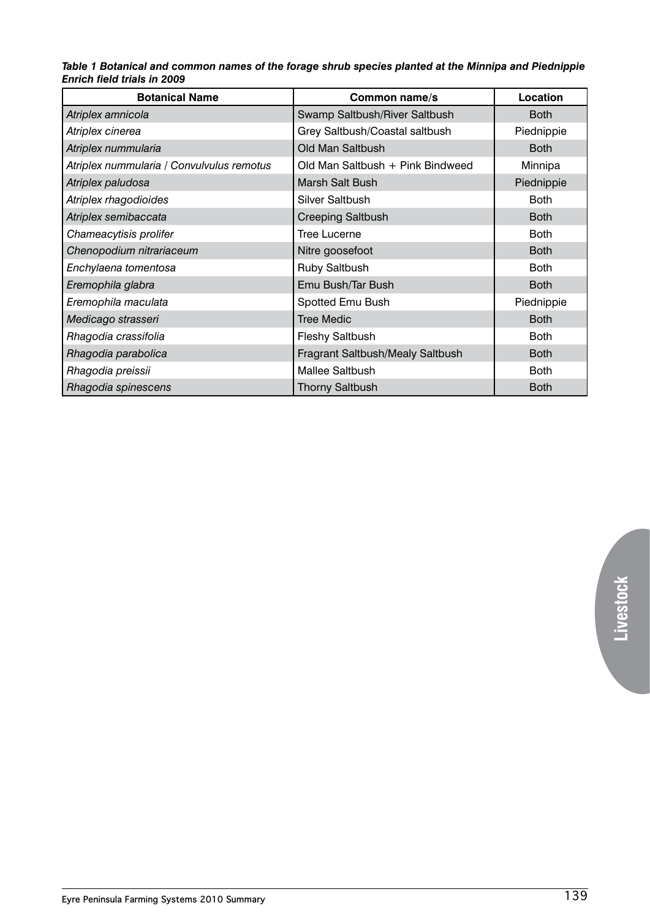***Table 1 Botanical and common names of the forage shrub species planted at the Minnipa and Piednippie Enrich field trials in 2009***

| Botanical Name | Common name/s | Location |
|---|---|---|
| *Atriplex amnicola* | Swamp Saltbush/River Saltbush | Both |
| *Atriplex cinerea* | Grey Saltbush/Coastal saltbush | Piednippie |
| *Atriplex nummularia* | Old Man Saltbush | Both |
| *Atriplex nummularia* / *Convulvulus remotus* | Old Man Saltbush + Pink Bindweed | Minnipa |
| *Atriplex paludosa* | Marsh Salt Bush | Piednippie |
| *Atriplex rhagodioides* | Silver Saltbush | Both |
| *Atriplex semibaccata* | Creeping Saltbush | Both |
| *Chameacytisis prolifer* | Tree Lucerne | Both |
| *Chenopodium nitrariaceum* | Nitre goosefoot | Both |
| *Enchylaena tomentosa* | Ruby Saltbush | Both |
| *Eremophila glabra* | Emu Bush/Tar Bush | Both |
| *Eremophila maculata* | Spotted Emu Bush | Piednippie |
| *Medicago strasseri* | Tree Medic | Both |
| *Rhagodia crassifolia* | Fleshy Saltbush | Both |
| *Rhagodia parabolica* | Fragrant Saltbush/Mealy Saltbush | Both |
| *Rhagodia preissii* | Mallee Saltbush | Both |
| *Rhagodia spinescens* | Thorny Saltbush | Both |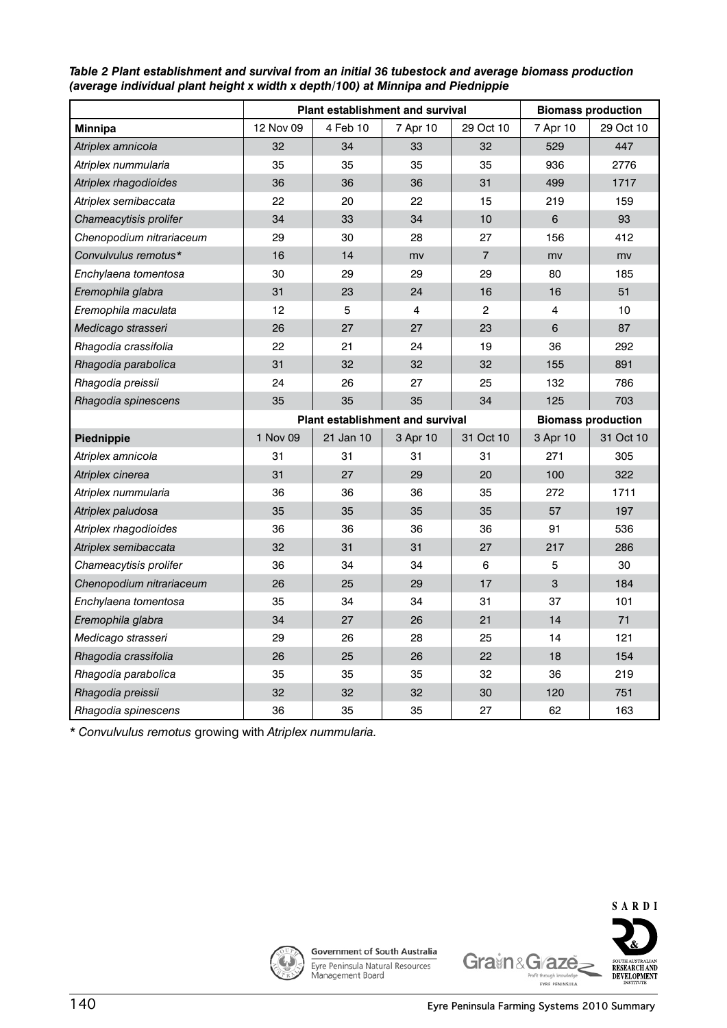***Table 2 Plant establishment and survival from an initial 36 tubestock and average biomass production (average individual plant height x width x depth/100) at Minnipa and Piednippie***

| | Plant establishment and survival | | | | Biomass production | |
|---|---|---|---|---|---|---|
| **Minnipa** | 12 Nov 09 | 4 Feb 10 | 7 Apr 10 | 29 Oct 10 | 7 Apr 10 | 29 Oct 10 |
| *Atriplex amnicola* | 32 | 34 | 33 | 32 | 529 | 447 |
| *Atriplex nummularia* | 35 | 35 | 35 | 35 | 936 | 2776 |
| *Atriplex rhagodioides* | 36 | 36 | 36 | 31 | 499 | 1717 |
| *Atriplex semibaccata* | 22 | 20 | 22 | 15 | 219 | 159 |
| *Chameacytisis prolifer* | 34 | 33 | 34 | 10 | 6 | 93 |
| *Chenopodium nitrariaceum* | 29 | 30 | 28 | 27 | 156 | 412 |
| *Convulvulus remotus** | 16 | 14 | mv | 7 | mv | mv |
| *Enchylaena tomentosa* | 30 | 29 | 29 | 29 | 80 | 185 |
| *Eremophila glabra* | 31 | 23 | 24 | 16 | 16 | 51 |
| *Eremophila maculata* | 12 | 5 | 4 | 2 | 4 | 10 |
| *Medicago strasseri* | 26 | 27 | 27 | 23 | 6 | 87 |
| *Rhagodia crassifolia* | 22 | 21 | 24 | 19 | 36 | 292 |
| *Rhagodia parabolica* | 31 | 32 | 32 | 32 | 155 | 891 |
| *Rhagodia preissii* | 24 | 26 | 27 | 25 | 132 | 786 |
| *Rhagodia spinescens* | 35 | 35 | 35 | 34 | 125 | 703 |
| | **Plant establishment and survival** | | | | **Biomass production** | |
| **Piednippie** | 1 Nov 09 | 21 Jan 10 | 3 Apr 10 | 31 Oct 10 | 3 Apr 10 | 31 Oct 10 |
| *Atriplex amnicola* | 31 | 31 | 31 | 31 | 271 | 305 |
| *Atriplex cinerea* | 31 | 27 | 29 | 20 | 100 | 322 |
| *Atriplex nummularia* | 36 | 36 | 36 | 35 | 272 | 1711 |
| *Atriplex paludosa* | 35 | 35 | 35 | 35 | 57 | 197 |
| *Atriplex rhagodioides* | 36 | 36 | 36 | 36 | 91 | 536 |
| *Atriplex semibaccata* | 32 | 31 | 31 | 27 | 217 | 286 |
| *Chameacytisis prolifer* | 36 | 34 | 34 | 6 | 5 | 30 |
| *Chenopodium nitrariaceum* | 26 | 25 | 29 | 17 | 3 | 184 |
| *Enchylaena tomentosa* | 35 | 34 | 34 | 31 | 37 | 101 |
| *Eremophila glabra* | 34 | 27 | 26 | 21 | 14 | 71 |
| *Medicago strasseri* | 29 | 26 | 28 | 25 | 14 | 121 |
| *Rhagodia crassifolia* | 26 | 25 | 26 | 22 | 18 | 154 |
| *Rhagodia parabolica* | 35 | 35 | 35 | 32 | 36 | 219 |
| *Rhagodia preissii* | 32 | 32 | 32 | 30 | 120 | 751 |
| *Rhagodia spinescens* | 36 | 35 | 35 | 27 | 62 | 163 |

* *Convulvulus remotus* growing with *Atriplex nummularia.*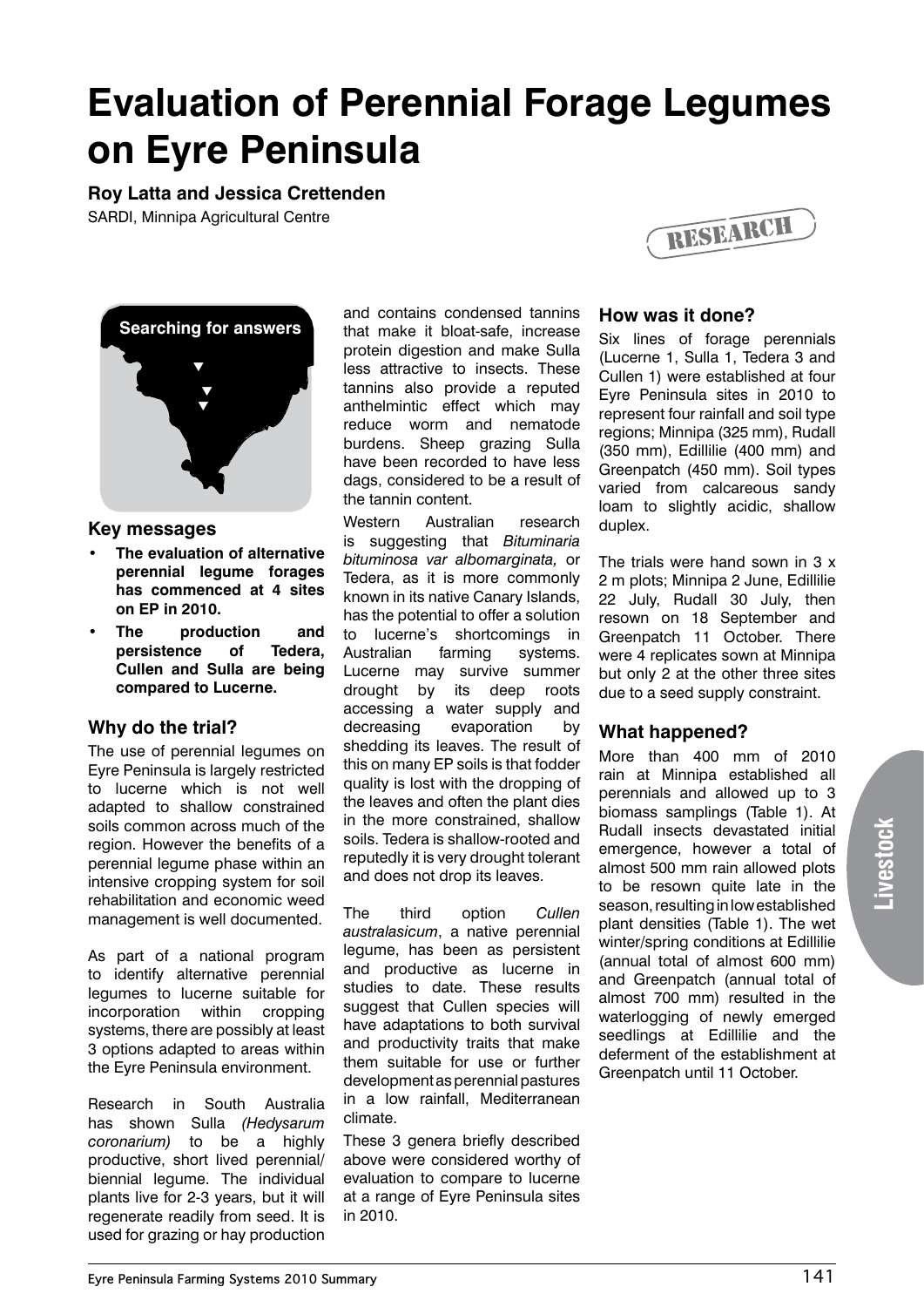# Evaluation of Perennial Forage Legumes on Eyre Peninsula

**Roy Latta and Jessica Crettenden**

SARDI, Minnipa Agricultural Centre

RESEARCH

**Searching for answers**

### Key messages

- **The evaluation of alternative perennial legume forages has commenced at 4 sites on EP in 2010.**
- **The production and persistence of Tedera, Cullen and Sulla are being compared to Lucerne.**

## Why do the trial?

The use of perennial legumes on Eyre Peninsula is largely restricted to lucerne which is not well adapted to shallow constrained soils common across much of the region. However the benefits of a perennial legume phase within an intensive cropping system for soil rehabilitation and economic weed management is well documented.

As part of a national program to identify alternative perennial legumes to lucerne suitable for incorporation within cropping systems, there are possibly at least 3 options adapted to areas within the Eyre Peninsula environment.

Research in South Australia has shown Sulla *(Hedysarum coronarium)* to be a highly productive, short lived perennial/biennial legume. The individual plants live for 2-3 years, but it will regenerate readily from seed. It is used for grazing or hay production and contains condensed tannins that make it bloat-safe, increase protein digestion and make Sulla less attractive to insects. These tannins also provide a reputed anthelmintic effect which may reduce worm and nematode burdens. Sheep grazing Sulla have been recorded to have less dags, considered to be a result of the tannin content.

Western Australian research is suggesting that *Bituminaria bituminosa var albomarginata,* or Tedera, as it is more commonly known in its native Canary Islands, has the potential to offer a solution to lucerne's shortcomings in Australian farming systems. Lucerne may survive summer drought by its deep roots accessing a water supply and decreasing evaporation by shedding its leaves. The result of this on many EP soils is that fodder quality is lost with the dropping of the leaves and often the plant dies in the more constrained, shallow soils. Tedera is shallow-rooted and reputedly it is very drought tolerant and does not drop its leaves.

The third option *Cullen australasicum*, a native perennial legume, has been as persistent and productive as lucerne in studies to date. These results suggest that Cullen species will have adaptations to both survival and productivity traits that make them suitable for use or further development as perennial pastures in a low rainfall, Mediterranean climate.

These 3 genera briefly described above were considered worthy of evaluation to compare to lucerne at a range of Eyre Peninsula sites in 2010.

## How was it done?

Six lines of forage perennials (Lucerne 1, Sulla 1, Tedera 3 and Cullen 1) were established at four Eyre Peninsula sites in 2010 to represent four rainfall and soil type regions; Minnipa (325 mm), Rudall (350 mm), Edillilie (400 mm) and Greenpatch (450 mm). Soil types varied from calcareous sandy loam to slightly acidic, shallow duplex.

The trials were hand sown in 3 x 2 m plots; Minnipa 2 June, Edillilie 22 July, Rudall 30 July, then resown on 18 September and Greenpatch 11 October. There were 4 replicates sown at Minnipa but only 2 at the other three sites due to a seed supply constraint.

## What happened?

More than 400 mm of 2010 rain at Minnipa established all perennials and allowed up to 3 biomass samplings (Table 1). At Rudall insects devastated initial emergence, however a total of almost 500 mm rain allowed plots to be resown quite late in the season, resulting in low established plant densities (Table 1). The wet winter/spring conditions at Edillilie (annual total of almost 600 mm) and Greenpatch (annual total of almost 700 mm) resulted in the waterlogging of newly emerged seedlings at Edillilie and the deferment of the establishment at Greenpatch until 11 October.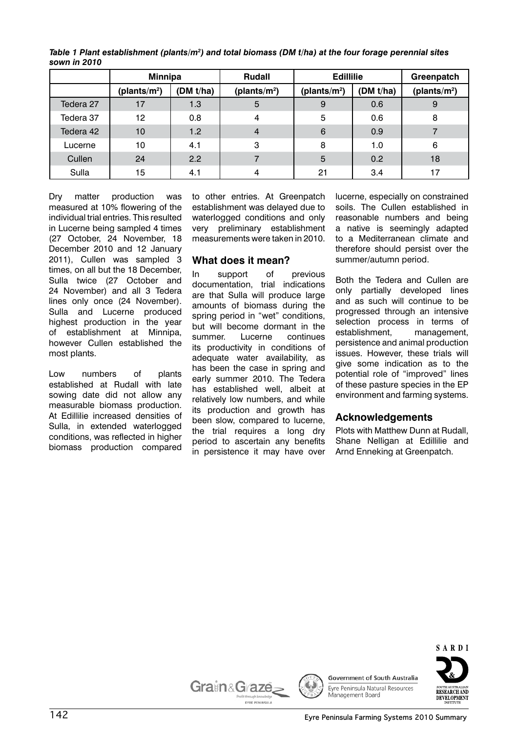*Table 1 Plant establishment (plants/m$^2$) and total biomass (DM t/ha) at the four forage perennial sites sown in 2010*

| | Minnipa | | Rudall | Edillilie | | Greenpatch |
|---|---|---|---|---|---|---|
| | (plants/m$^2$) | (DM t/ha) | (plants/m$^2$) | (plants/m$^2$) | (DM t/ha) | (plants/m$^2$) |
| Tedera 27 | 17 | 1.3 | 5 | 9 | 0.6 | 9 |
| Tedera 37 | 12 | 0.8 | 4 | 5 | 0.6 | 8 |
| Tedera 42 | 10 | 1.2 | 4 | 6 | 0.9 | 7 |
| Lucerne | 10 | 4.1 | 3 | 8 | 1.0 | 6 |
| Cullen | 24 | 2.2 | 7 | 5 | 0.2 | 18 |
| Sulla | 15 | 4.1 | 4 | 21 | 3.4 | 17 |

Dry matter production was measured at 10% flowering of the individual trial entries. This resulted in Lucerne being sampled 4 times (27 October, 24 November, 18 December 2010 and 12 January 2011), Cullen was sampled 3 times, on all but the 18 December, Sulla twice (27 October and 24 November) and all 3 Tedera lines only once (24 November). Sulla and Lucerne produced highest production in the year of establishment at Minnipa, however Cullen established the most plants.

Low numbers of plants established at Rudall with late sowing date did not allow any measurable biomass production. At Edillilie increased densities of Sulla, in extended waterlogged conditions, was reflected in higher biomass production compared to other entries. At Greenpatch establishment was delayed due to waterlogged conditions and only very preliminary establishment measurements were taken in 2010.

## What does it mean?

In support of previous documentation, trial indications are that Sulla will produce large amounts of biomass during the spring period in "wet" conditions, but will become dormant in the summer. Lucerne continues its productivity in conditions of adequate water availability, as has been the case in spring and early summer 2010. The Tedera has established well, albeit at relatively low numbers, and while its production and growth has been slow, compared to lucerne, the trial requires a long dry period to ascertain any benefits in persistence it may have over lucerne, especially on constrained soils. The Cullen established in reasonable numbers and being a native is seemingly adapted to a Mediterranean climate and therefore should persist over the summer/autumn period.

Both the Tedera and Cullen are only partially developed lines and as such will continue to be progressed through an intensive selection process in terms of establishment, management, persistence and animal production issues. However, these trials will give some indication as to the potential role of "improved" lines of these pasture species in the EP environment and farming systems.

## Acknowledgements

Plots with Matthew Dunn at Rudall, Shane Nelligan at Edillilie and Arnd Enneking at Greenpatch.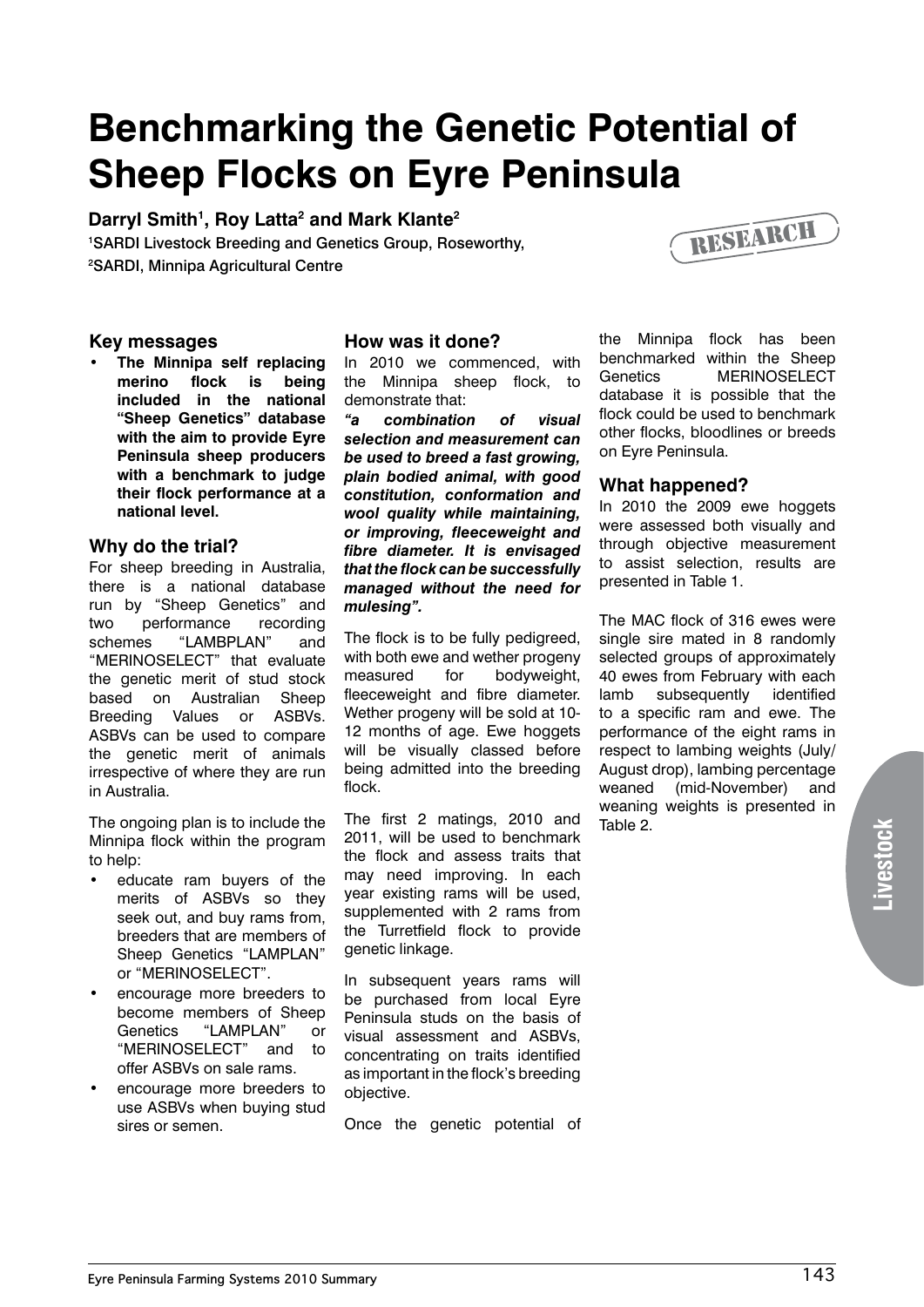# Benchmarking the Genetic Potential of Sheep Flocks on Eyre Peninsula

**Darryl Smith[1], Roy Latta[2] and Mark Klante[2]**

[1]SARDI Livestock Breeding and Genetics Group, Roseworthy,
[2]SARDI, Minnipa Agricultural Centre

RESEARCH

## Key messages

- **The Minnipa self replacing merino flock is being included in the national "Sheep Genetics" database with the aim to provide Eyre Peninsula sheep producers with a benchmark to judge their flock performance at a national level.**

## Why do the trial?

For sheep breeding in Australia, there is a national database run by "Sheep Genetics" and two performance recording schemes "LAMBPLAN" and "MERINOSELECT" that evaluate the genetic merit of stud stock based on Australian Sheep Breeding Values or ASBVs. ASBVs can be used to compare the genetic merit of animals irrespective of where they are run in Australia.

The ongoing plan is to include the Minnipa flock within the program to help:

- educate ram buyers of the merits of ASBVs so they seek out, and buy rams from, breeders that are members of Sheep Genetics "LAMPLAN" or "MERINOSELECT".
- encourage more breeders to become members of Sheep Genetics "LAMPLAN" or "MERINOSELECT" and to offer ASBVs on sale rams.
- encourage more breeders to use ASBVs when buying stud sires or semen.

## How was it done?

In 2010 we commenced, with the Minnipa sheep flock, to demonstrate that:

***"a combination of visual selection and measurement can be used to breed a fast growing, plain bodied animal, with good constitution, conformation and wool quality while maintaining, or improving, fleeceweight and fibre diameter. It is envisaged that the flock can be successfully managed without the need for mulesing".***

The flock is to be fully pedigreed, with both ewe and wether progeny measured for bodyweight, fleeceweight and fibre diameter. Wether progeny will be sold at 10-12 months of age. Ewe hoggets will be visually classed before being admitted into the breeding flock.

The first 2 matings, 2010 and 2011, will be used to benchmark the flock and assess traits that may need improving. In each year existing rams will be used, supplemented with 2 rams from the Turretfield flock to provide genetic linkage.

In subsequent years rams will be purchased from local Eyre Peninsula studs on the basis of visual assessment and ASBVs, concentrating on traits identified as important in the flock's breeding objective.

Once the genetic potential of the Minnipa flock has been benchmarked within the Sheep Genetics MERINOSELECT database it is possible that the flock could be used to benchmark other flocks, bloodlines or breeds on Eyre Peninsula.

## What happened?

In 2010 the 2009 ewe hoggets were assessed both visually and through objective measurement to assist selection, results are presented in Table 1.

The MAC flock of 316 ewes were single sire mated in 8 randomly selected groups of approximately 40 ewes from February with each lamb subsequently identified to a specific ram and ewe. The performance of the eight rams in respect to lambing weights (July/August drop), lambing percentage weaned (mid-November) and weaning weights is presented in Table 2.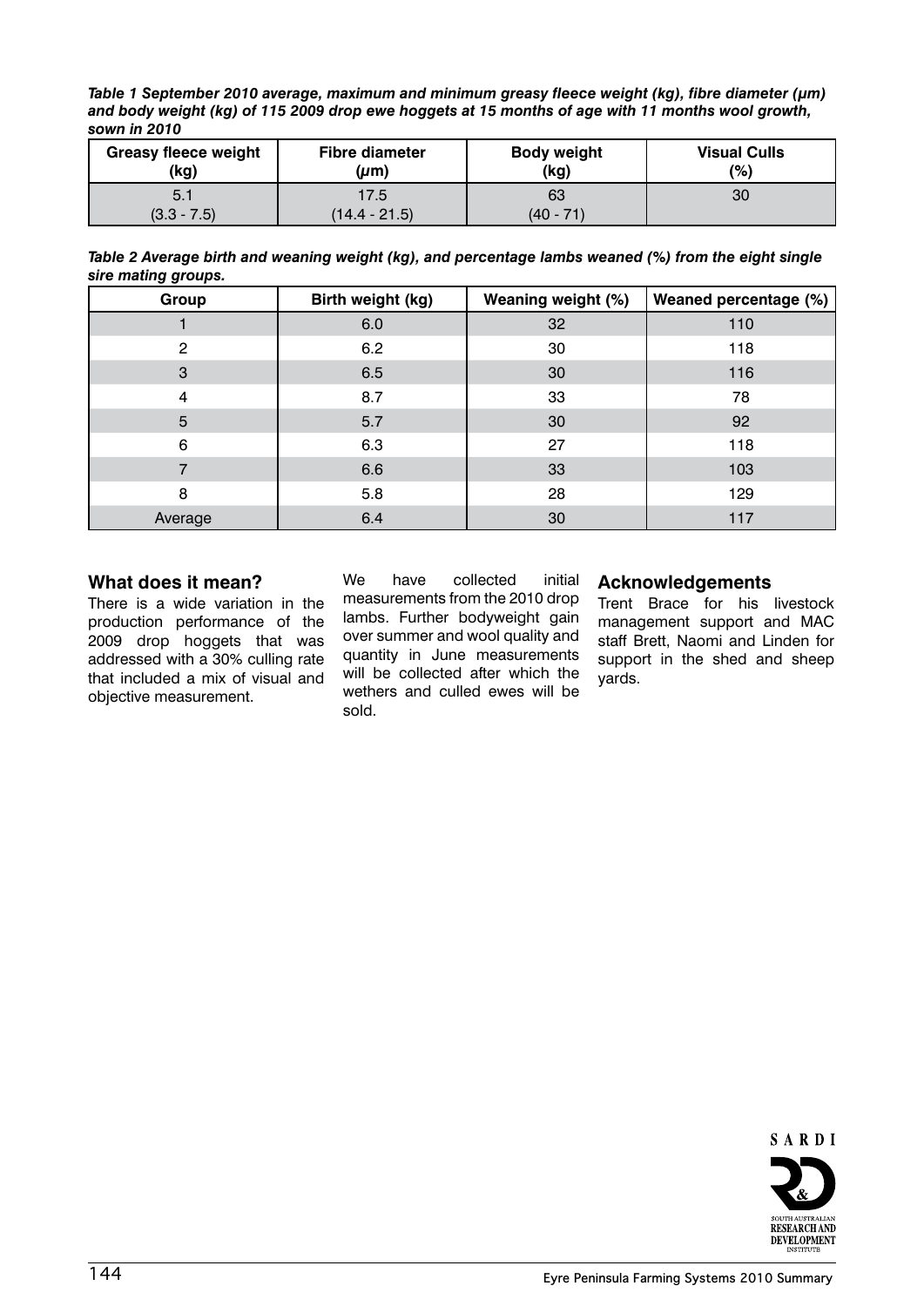***Table 1 September 2010 average, maximum and minimum greasy fleece weight (kg), fibre diameter (µm) and body weight (kg) of 115 2009 drop ewe hoggets at 15 months of age with 11 months wool growth, sown in 2010***

| Greasy fleece weight (kg) | Fibre diameter (µm) | Body weight (kg) | Visual Culls (%) |
|---|---|---|---|
| 5.1<br>(3.3 - 7.5) | 17.5<br>(14.4 - 21.5) | 63<br>(40 - 71) | 30 |

***Table 2 Average birth and weaning weight (kg), and percentage lambs weaned (%) from the eight single sire mating groups.***

| Group | Birth weight (kg) | Weaning weight (%) | Weaned percentage (%) |
|---|---|---|---|
| 1 | 6.0 | 32 | 110 |
| 2 | 6.2 | 30 | 118 |
| 3 | 6.5 | 30 | 116 |
| 4 | 8.7 | 33 | 78 |
| 5 | 5.7 | 30 | 92 |
| 6 | 6.3 | 27 | 118 |
| 7 | 6.6 | 33 | 103 |
| 8 | 5.8 | 28 | 129 |
| Average | 6.4 | 30 | 117 |

## What does it mean?

There is a wide variation in the production performance of the 2009 drop hoggets that was addressed with a 30% culling rate that included a mix of visual and objective measurement.

We have collected initial measurements from the 2010 drop lambs. Further bodyweight gain over summer and wool quality and quantity in June measurements will be collected after which the wethers and culled ewes will be sold.

## Acknowledgements

Trent Brace for his livestock management support and MAC staff Brett, Naomi and Linden for support in the shed and sheep yards.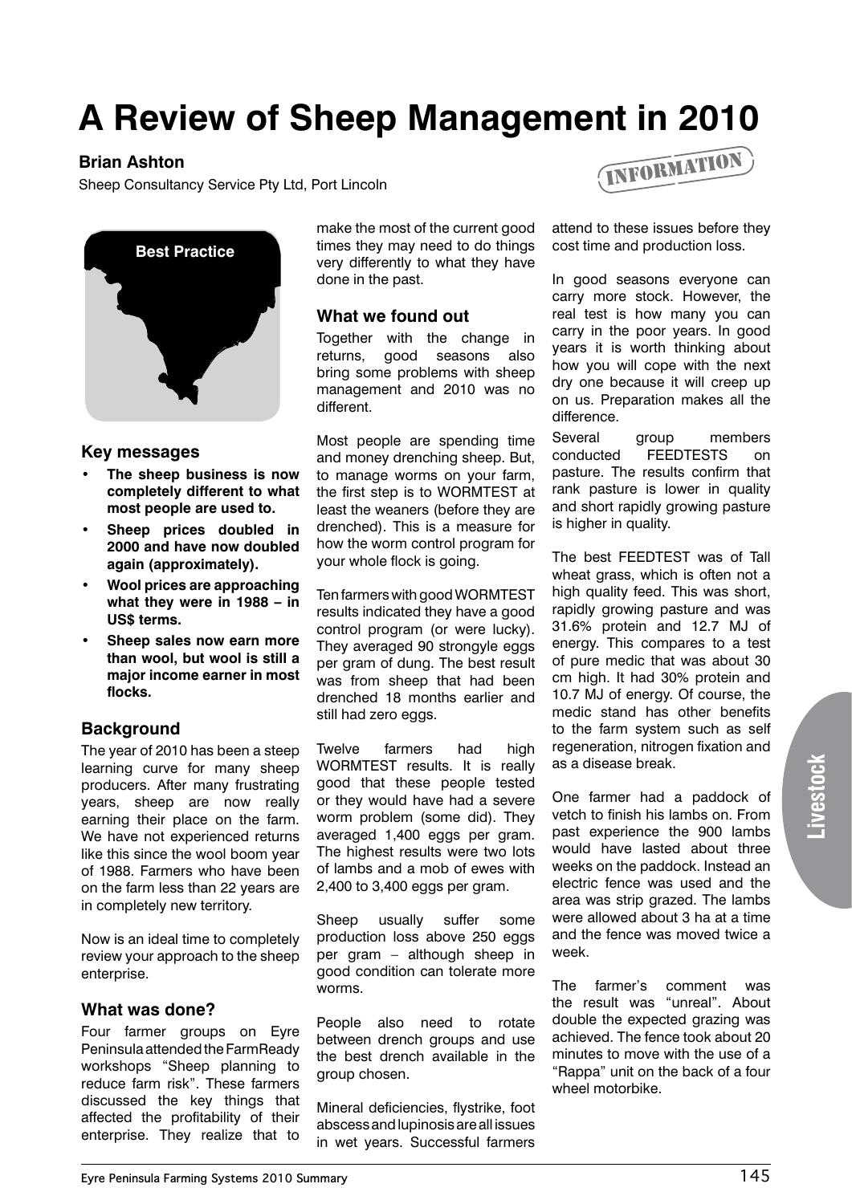# A Review of Sheep Management in 2010

**Brian Ashton**

Sheep Consultancy Service Pty Ltd, Port Lincoln

INFORMATION

Best Practice

### Key messages

- **The sheep business is now completely different to what most people are used to.**
- **Sheep prices doubled in 2000 and have now doubled again (approximately).**
- **Wool prices are approaching what they were in 1988 – in US$ terms.**
- **Sheep sales now earn more than wool, but wool is still a major income earner in most flocks.**

## Background

The year of 2010 has been a steep learning curve for many sheep producers. After many frustrating years, sheep are now really earning their place on the farm. We have not experienced returns like this since the wool boom year of 1988. Farmers who have been on the farm less than 22 years are in completely new territory.

Now is an ideal time to completely review your approach to the sheep enterprise.

## What was done?

Four farmer groups on Eyre Peninsula attended the FarmReady workshops "Sheep planning to reduce farm risk". These farmers discussed the key things that affected the profitability of their enterprise. They realize that to make the most of the current good times they may need to do things very differently to what they have done in the past.

## What we found out

Together with the change in returns, good seasons also bring some problems with sheep management and 2010 was no different.

Most people are spending time and money drenching sheep. But, to manage worms on your farm, the first step is to WORMTEST at least the weaners (before they are drenched). This is a measure for how the worm control program for your whole flock is going.

Ten farmers with good WORMTEST results indicated they have a good control program (or were lucky). They averaged 90 strongyle eggs per gram of dung. The best result was from sheep that had been drenched 18 months earlier and still had zero eggs.

Twelve farmers had high WORMTEST results. It is really good that these people tested or they would have had a severe worm problem (some did). They averaged 1,400 eggs per gram. The highest results were two lots of lambs and a mob of ewes with 2,400 to 3,400 eggs per gram.

Sheep usually suffer some production loss above 250 eggs per gram – although sheep in good condition can tolerate more worms.

People also need to rotate between drench groups and use the best drench available in the group chosen.

Mineral deficiencies, flystrike, foot abscess and lupinosis are all issues in wet years. Successful farmers attend to these issues before they cost time and production loss.

In good seasons everyone can carry more stock. However, the real test is how many you can carry in the poor years. In good years it is worth thinking about how you will cope with the next dry one because it will creep up on us. Preparation makes all the difference.

Several group members conducted FEEDTESTS on pasture. The results confirm that rank pasture is lower in quality and short rapidly growing pasture is higher in quality.

The best FEEDTEST was of Tall wheat grass, which is often not a high quality feed. This was short, rapidly growing pasture and was 31.6% protein and 12.7 MJ of energy. This compares to a test of pure medic that was about 30 cm high. It had 30% protein and 10.7 MJ of energy. Of course, the medic stand has other benefits to the farm system such as self regeneration, nitrogen fixation and as a disease break.

One farmer had a paddock of vetch to finish his lambs on. From past experience the 900 lambs would have lasted about three weeks on the paddock. Instead an electric fence was used and the area was strip grazed. The lambs were allowed about 3 ha at a time and the fence was moved twice a week.

The farmer's comment was the result was "unreal". About double the expected grazing was achieved. The fence took about 20 minutes to move with the use of a "Rappa" unit on the back of a four wheel motorbike.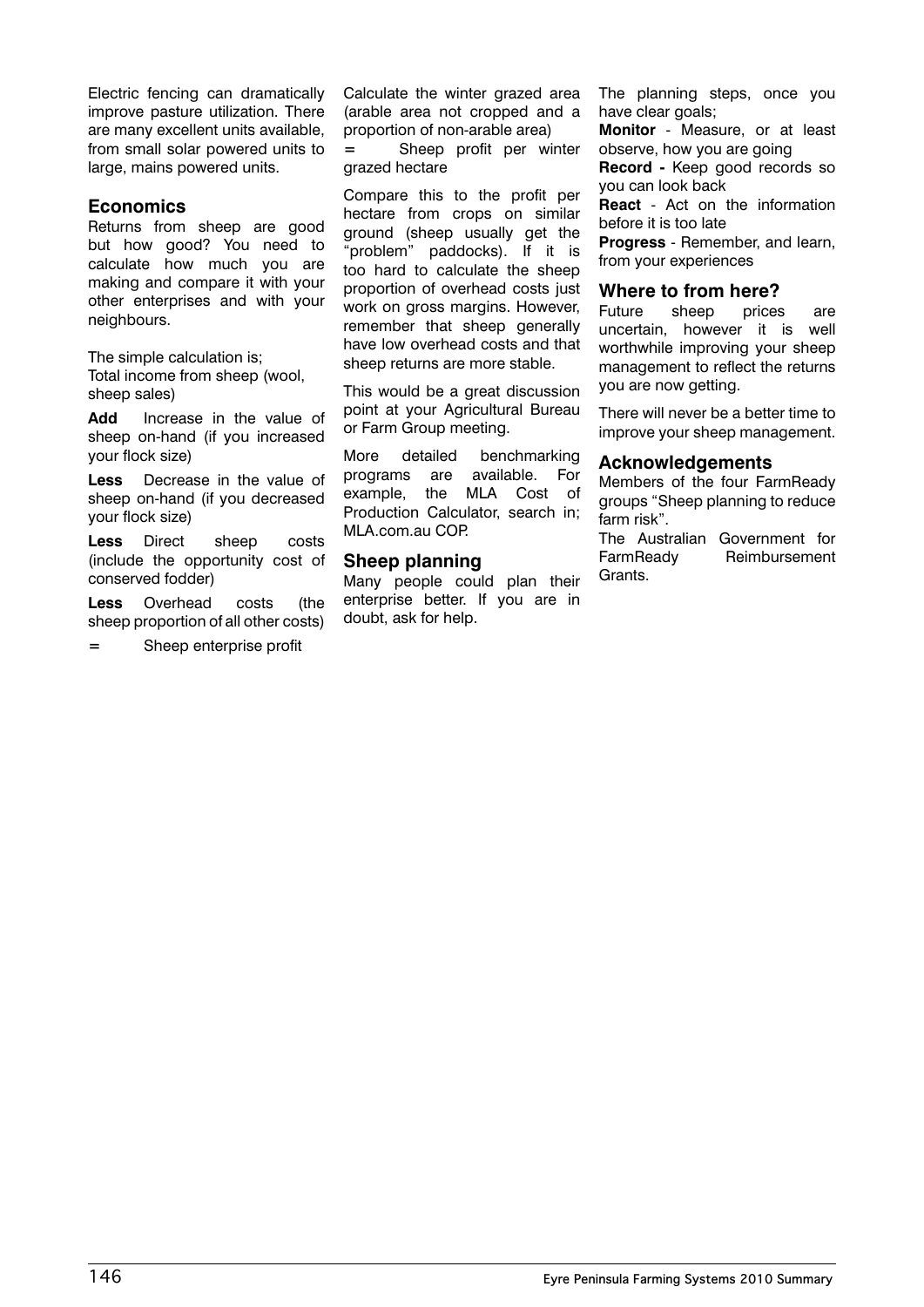Electric fencing can dramatically improve pasture utilization. There are many excellent units available, from small solar powered units to large, mains powered units.

## Economics

Returns from sheep are good but how good? You need to calculate how much you are making and compare it with your other enterprises and with your neighbours.

The simple calculation is;
Total income from sheep (wool, sheep sales)

**Add** Increase in the value of sheep on-hand (if you increased your flock size)

**Less** Decrease in the value of sheep on-hand (if you decreased your flock size)

**Less** Direct sheep costs (include the opportunity cost of conserved fodder)

**Less** Overhead costs (the sheep proportion of all other costs)

**=** Sheep enterprise profit

Calculate the winter grazed area (arable area not cropped and a proportion of non-arable area)

**=** Sheep profit per winter grazed hectare

Compare this to the profit per hectare from crops on similar ground (sheep usually get the "problem" paddocks). If it is too hard to calculate the sheep proportion of overhead costs just work on gross margins. However, remember that sheep generally have low overhead costs and that sheep returns are more stable.

This would be a great discussion point at your Agricultural Bureau or Farm Group meeting.

More detailed benchmarking programs are available. For example, the MLA Cost of Production Calculator, search in; MLA.com.au COP.

## Sheep planning

Many people could plan their enterprise better. If you are in doubt, ask for help.

The planning steps, once you have clear goals;

**Monitor** - Measure, or at least observe, how you are going

**Record -** Keep good records so you can look back

**React** - Act on the information before it is too late

**Progress** - Remember, and learn, from your experiences

## Where to from here?

Future sheep prices are uncertain, however it is well worthwhile improving your sheep management to reflect the returns you are now getting.

There will never be a better time to improve your sheep management.

## Acknowledgements

Members of the four FarmReady groups "Sheep planning to reduce farm risk".

The Australian Government for FarmReady Reimbursement Grants.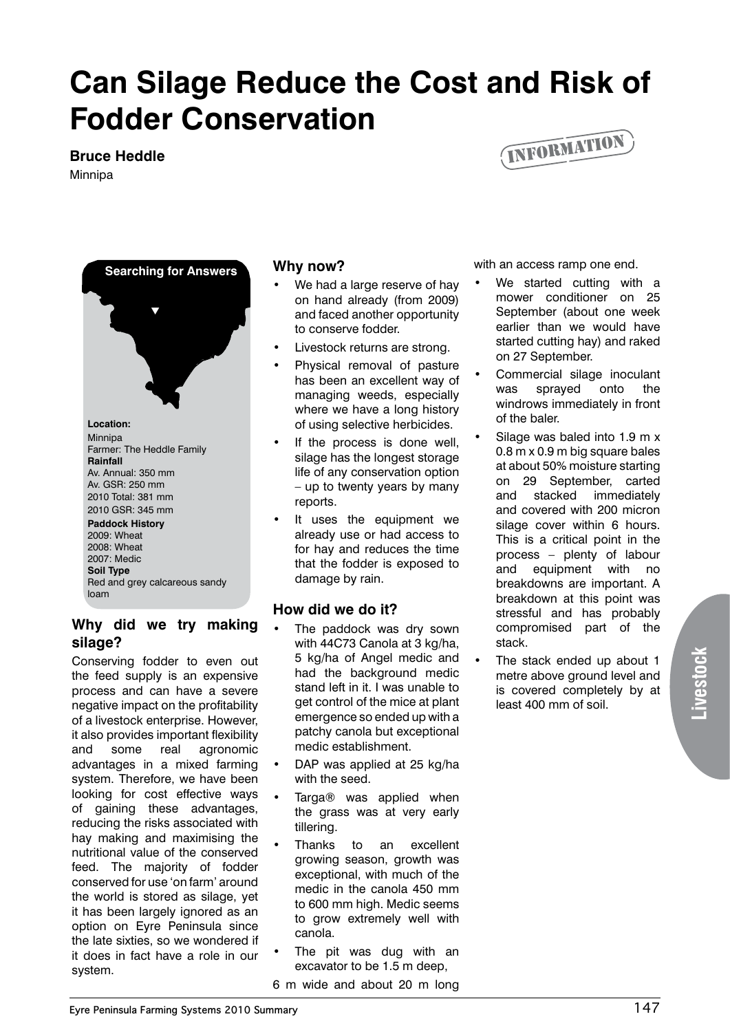# Can Silage Reduce the Cost and Risk of Fodder Conservation

**Bruce Heddle**

Minnipa

INFORMATION

**Searching for Answers**

**Location:**
Minnipa
Farmer: The Heddle Family

**Rainfall**
Av. Annual: 350 mm
Av. GSR: 250 mm
2010 Total: 381 mm
2010 GSR: 345 mm

**Paddock History**
2009: Wheat
2008: Wheat
2007: Medic

**Soil Type**
Red and grey calcareous sandy loam

## Why did we try making silage?

Conserving fodder to even out the feed supply is an expensive process and can have a severe negative impact on the profitability of a livestock enterprise. However, it also provides important flexibility and some real agronomic advantages in a mixed farming system. Therefore, we have been looking for cost effective ways of gaining these advantages, reducing the risks associated with hay making and maximising the nutritional value of the conserved feed. The majority of fodder conserved for use 'on farm' around the world is stored as silage, yet it has been largely ignored as an option on Eyre Peninsula since the late sixties, so we wondered if it does in fact have a role in our system.

## Why now?

- We had a large reserve of hay on hand already (from 2009) and faced another opportunity to conserve fodder.
- Livestock returns are strong.
- Physical removal of pasture has been an excellent way of managing weeds, especially where we have a long history of using selective herbicides.
- If the process is done well, silage has the longest storage life of any conservation option – up to twenty years by many reports.
- It uses the equipment we already use or had access to for hay and reduces the time that the fodder is exposed to damage by rain.

## How did we do it?

- The paddock was dry sown with 44C73 Canola at 3 kg/ha, 5 kg/ha of Angel medic and had the background medic stand left in it. I was unable to get control of the mice at plant emergence so ended up with a patchy canola but exceptional medic establishment.
- DAP was applied at 25 kg/ha with the seed.
- Targa® was applied when the grass was at very early tillering.
- Thanks to an excellent growing season, growth was exceptional, with much of the medic in the canola 450 mm to 600 mm high. Medic seems to grow extremely well with canola.
- The pit was dug with an excavator to be 1.5 m deep, 6 m wide and about 20 m long with an access ramp one end.
- We started cutting with a mower conditioner on 25 September (about one week earlier than we would have started cutting hay) and raked on 27 September.
- Commercial silage inoculant was sprayed onto the windrows immediately in front of the baler.
- Silage was baled into 1.9 m x 0.8 m x 0.9 m big square bales at about 50% moisture starting on 29 September, carted and stacked immediately and covered with 200 micron silage cover within 6 hours. This is a critical point in the process – plenty of labour and equipment with no breakdowns are important. A breakdown at this point was stressful and has probably compromised part of the stack.
- The stack ended up about 1 metre above ground level and is covered completely by at least 400 mm of soil.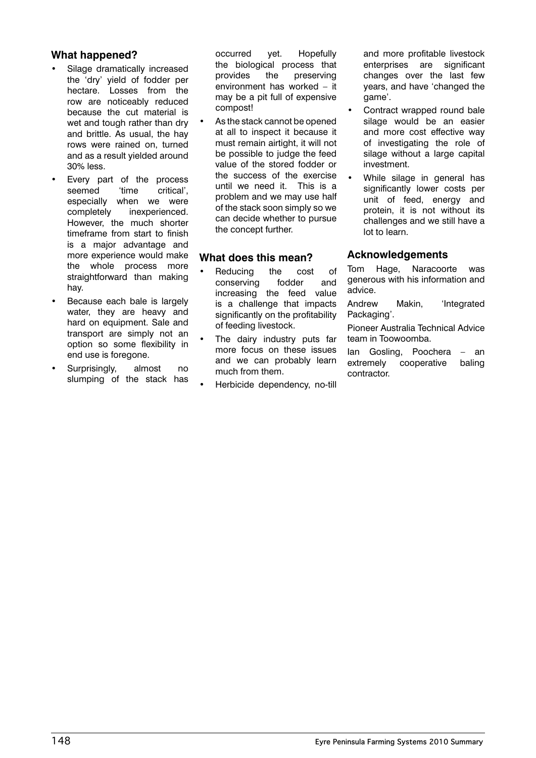## What happened?

- Silage dramatically increased the 'dry' yield of fodder per hectare. Losses from the row are noticeably reduced because the cut material is wet and tough rather than dry and brittle. As usual, the hay rows were rained on, turned and as a result yielded around 30% less.
- Every part of the process seemed 'time critical', especially when we were completely inexperienced. However, the much shorter timeframe from start to finish is a major advantage and more experience would make the whole process more straightforward than making hay.
- Because each bale is largely water, they are heavy and hard on equipment. Sale and transport are simply not an option so some flexibility in end use is foregone.
- Surprisingly, almost no slumping of the stack has occurred yet. Hopefully the biological process that provides the preserving environment has worked – it may be a pit full of expensive compost!
- As the stack cannot be opened at all to inspect it because it must remain airtight, it will not be possible to judge the feed value of the stored fodder or the success of the exercise until we need it. This is a problem and we may use half of the stack soon simply so we can decide whether to pursue the concept further.

## What does this mean?

- Reducing the cost of conserving fodder and increasing the feed value is a challenge that impacts significantly on the profitability of feeding livestock.
- The dairy industry puts far more focus on these issues and we can probably learn much from them.
- Herbicide dependency, no-till and more profitable livestock enterprises are significant changes over the last few years, and have 'changed the game'.
- Contract wrapped round bale silage would be an easier and more cost effective way of investigating the role of silage without a large capital investment.
- While silage in general has significantly lower costs per unit of feed, energy and protein, it is not without its challenges and we still have a lot to learn.

## Acknowledgements

Tom Hage, Naracoorte was generous with his information and advice.

Andrew Makin, 'Integrated Packaging'.

Pioneer Australia Technical Advice team in Toowoomba.

Ian Gosling, Poochera – an extremely cooperative baling contractor.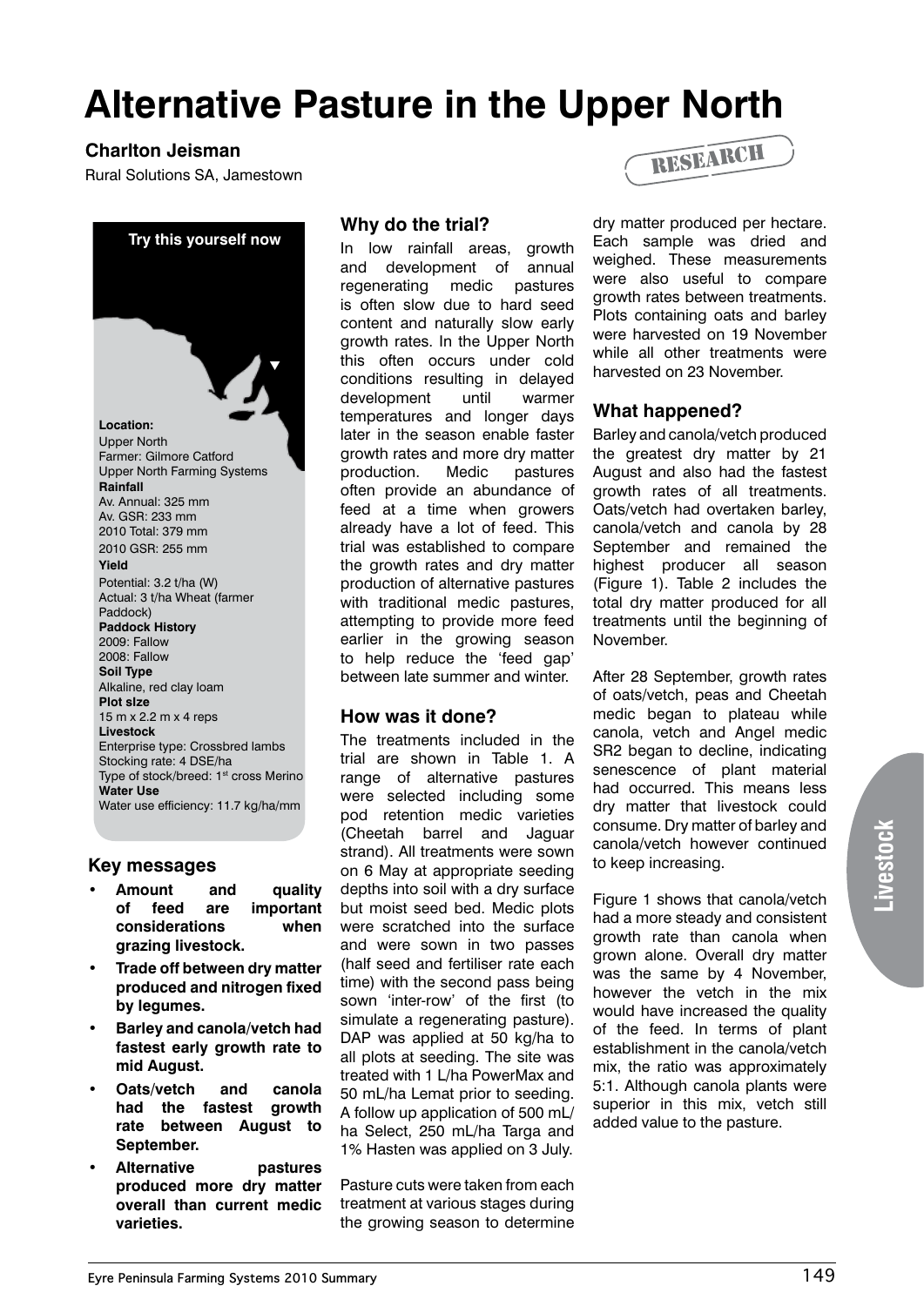# Alternative Pasture in the Upper North

**Charlton Jeisman**

Rural Solutions SA, Jamestown

RESEARCH

**Try this yourself now**

**Location:**
Upper North
Farmer: Gilmore Catford
Upper North Farming Systems

**Rainfall**
Av. Annual: 325 mm
Av. GSR: 233 mm
2010 Total: 379 mm
2010 GSR: 255 mm

**Yield**
Potential: 3.2 t/ha (W)
Actual: 3 t/ha Wheat (farmer Paddock)

**Paddock History**
2009: Fallow
2008: Fallow

**Soil Type**
Alkaline, red clay loam

**Plot size**
15 m x 2.2 m x 4 reps

**Livestock**
Enterprise type: Crossbred lambs
Stocking rate: 4 DSE/ha
Type of stock/breed: 1st cross Merino

**Water Use**
Water use efficiency: 11.7 kg/ha/mm

## Key messages

- **Amount and quality of feed are important considerations when grazing livestock.**
- **Trade off between dry matter produced and nitrogen fixed by legumes.**
- **Barley and canola/vetch had fastest early growth rate to mid August.**
- **Oats/vetch and canola had the fastest growth rate between August to September.**
- **Alternative pastures produced more dry matter overall than current medic varieties.**

## Why do the trial?

In low rainfall areas, growth and development of annual regenerating medic pastures is often slow due to hard seed content and naturally slow early growth rates. In the Upper North this often occurs under cold conditions resulting in delayed development until warmer temperatures and longer days later in the season enable faster growth rates and more dry matter production. Medic pastures often provide an abundance of feed at a time when growers already have a lot of feed. This trial was established to compare the growth rates and dry matter production of alternative pastures with traditional medic pastures, attempting to provide more feed earlier in the growing season to help reduce the 'feed gap' between late summer and winter.

## How was it done?

The treatments included in the trial are shown in Table 1. A range of alternative pastures were selected including some pod retention medic varieties (Cheetah barrel and Jaguar strand). All treatments were sown on 6 May at appropriate seeding depths into soil with a dry surface but moist seed bed. Medic plots were scratched into the surface and were sown in two passes (half seed and fertiliser rate each time) with the second pass being sown 'inter-row' of the first (to simulate a regenerating pasture). DAP was applied at 50 kg/ha to all plots at seeding. The site was treated with 1 L/ha PowerMax and 50 mL/ha Lemat prior to seeding. A follow up application of 500 mL/ha Select, 250 mL/ha Targa and 1% Hasten was applied on 3 July.

Pasture cuts were taken from each treatment at various stages during the growing season to determine dry matter produced per hectare. Each sample was dried and weighed. These measurements were also useful to compare growth rates between treatments. Plots containing oats and barley were harvested on 19 November while all other treatments were harvested on 23 November.

## What happened?

Barley and canola/vetch produced the greatest dry matter by 21 August and also had the fastest growth rates of all treatments. Oats/vetch had overtaken barley, canola/vetch and canola by 28 September and remained the highest producer all season (Figure 1). Table 2 includes the total dry matter produced for all treatments until the beginning of November.

After 28 September, growth rates of oats/vetch, peas and Cheetah medic began to plateau while canola, vetch and Angel medic SR2 began to decline, indicating senescence of plant material had occurred. This means less dry matter that livestock could consume. Dry matter of barley and canola/vetch however continued to keep increasing.

Figure 1 shows that canola/vetch had a more steady and consistent growth rate than canola when grown alone. Overall dry matter was the same by 4 November, however the vetch in the mix would have increased the quality of the feed. In terms of plant establishment in the canola/vetch mix, the ratio was approximately 5:1. Although canola plants were superior in this mix, vetch still added value to the pasture.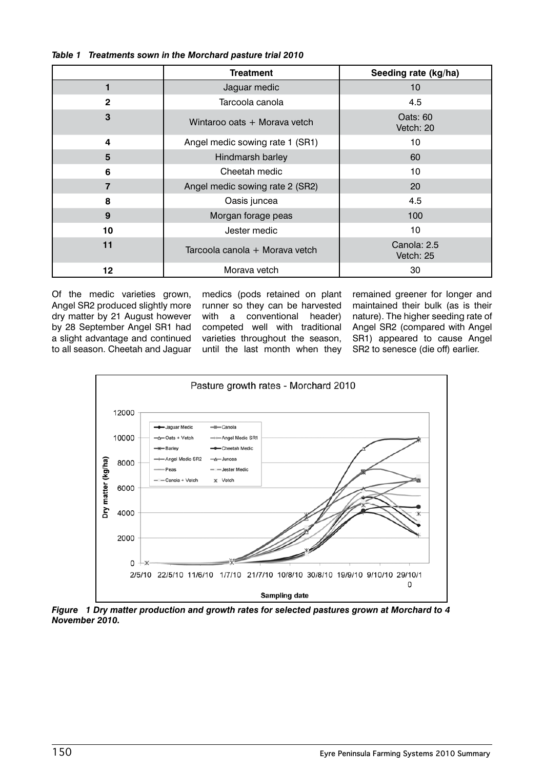*Table 1 Treatments sown in the Morchard pasture trial 2010*

| | Treatment | Seeding rate (kg/ha) |
|---|---|---|
| 1 | Jaguar medic | 10 |
| 2 | Tarcoola canola | 4.5 |
| 3 | Wintaroo oats + Morava vetch | Oats: 60<br>Vetch: 20 |
| 4 | Angel medic sowing rate 1 (SR1) | 10 |
| 5 | Hindmarsh barley | 60 |
| 6 | Cheetah medic | 10 |
| 7 | Angel medic sowing rate 2 (SR2) | 20 |
| 8 | Oasis juncea | 4.5 |
| 9 | Morgan forage peas | 100 |
| 10 | Jester medic | 10 |
| 11 | Tarcoola canola + Morava vetch | Canola: 2.5<br>Vetch: 25 |
| 12 | Morava vetch | 30 |

Of the medic varieties grown, Angel SR2 produced slightly more dry matter by 21 August however by 28 September Angel SR1 had a slight advantage and continued to all season. Cheetah and Jaguar medics (pods retained on plant runner so they can be harvested with a conventional header) competed well with traditional varieties throughout the season, until the last month when they remained greener for longer and maintained their bulk (as is their nature). The higher seeding rate of Angel SR2 (compared with Angel SR1) appeared to cause Angel SR2 to senesce (die off) earlier.

***Figure 1 Dry matter production and growth rates for selected pastures grown at Morchard to 4 November 2010.***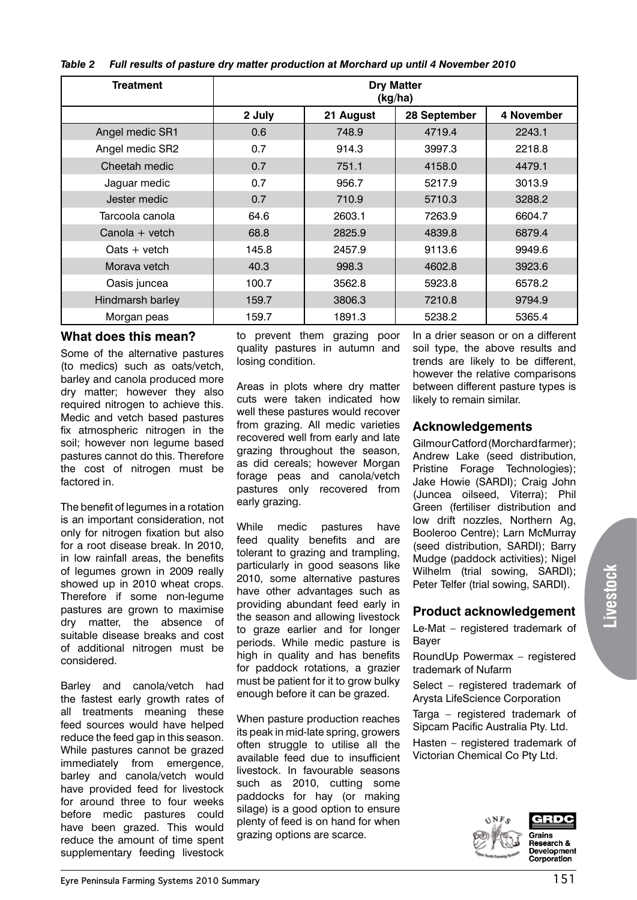*Table 2 Full results of pasture dry matter production at Morchard up until 4 November 2010*

| Treatment | Dry Matter (kg/ha) | | | |
|---|---|---|---|---|
| | 2 July | 21 August | 28 September | 4 November |
| Angel medic SR1 | 0.6 | 748.9 | 4719.4 | 2243.1 |
| Angel medic SR2 | 0.7 | 914.3 | 3997.3 | 2218.8 |
| Cheetah medic | 0.7 | 751.1 | 4158.0 | 4479.1 |
| Jaguar medic | 0.7 | 956.7 | 5217.9 | 3013.9 |
| Jester medic | 0.7 | 710.9 | 5710.3 | 3288.2 |
| Tarcoola canola | 64.6 | 2603.1 | 7263.9 | 6604.7 |
| Canola + vetch | 68.8 | 2825.9 | 4839.8 | 6879.4 |
| Oats + vetch | 145.8 | 2457.9 | 9113.6 | 9949.6 |
| Morava vetch | 40.3 | 998.3 | 4602.8 | 3923.6 |
| Oasis juncea | 100.7 | 3562.8 | 5923.8 | 6578.2 |
| Hindmarsh barley | 159.7 | 3806.3 | 7210.8 | 9794.9 |
| Morgan peas | 159.7 | 1891.3 | 5238.2 | 5365.4 |

## What does this mean?

Some of the alternative pastures (to medics) such as oats/vetch, barley and canola produced more dry matter; however they also required nitrogen to achieve this. Medic and vetch based pastures fix atmospheric nitrogen in the soil; however non legume based pastures cannot do this. Therefore the cost of nitrogen must be factored in.

The benefit of legumes in a rotation is an important consideration, not only for nitrogen fixation but also for a root disease break. In 2010, in low rainfall areas, the benefits of legumes grown in 2009 really showed up in 2010 wheat crops. Therefore if some non-legume pastures are grown to maximise dry matter, the absence of suitable disease breaks and cost of additional nitrogen must be considered.

Barley and canola/vetch had the fastest early growth rates of all treatments meaning these feed sources would have helped reduce the feed gap in this season. While pastures cannot be grazed immediately from emergence, barley and canola/vetch would have provided feed for livestock for around three to four weeks before medic pastures could have been grazed. This would reduce the amount of time spent supplementary feeding livestock to prevent them grazing poor quality pastures in autumn and losing condition.

Areas in plots where dry matter cuts were taken indicated how well these pastures would recover from grazing. All medic varieties recovered well from early and late grazing throughout the season, as did cereals; however Morgan forage peas and canola/vetch pastures only recovered from early grazing.

While medic pastures have feed quality benefits and are tolerant to grazing and trampling, particularly in good seasons like 2010, some alternative pastures have other advantages such as providing abundant feed early in the season and allowing livestock to graze earlier and for longer periods. While medic pasture is high in quality and has benefits for paddock rotations, a grazier must be patient for it to grow bulky enough before it can be grazed.

When pasture production reaches its peak in mid-late spring, growers often struggle to utilise all the available feed due to insufficient livestock. In favourable seasons such as 2010, cutting some paddocks for hay (or making silage) is a good option to ensure plenty of feed is on hand for when grazing options are scarce.

In a drier season or on a different soil type, the above results and trends are likely to be different, however the relative comparisons between different pasture types is likely to remain similar.

## Acknowledgements

Gilmour Catford (Morchard farmer); Andrew Lake (seed distribution, Pristine Forage Technologies); Jake Howie (SARDI); Craig John (Juncea oilseed, Viterra); Phil Green (fertiliser distribution and low drift nozzles, Northern Ag, Booleroo Centre); Larn McMurray (seed distribution, SARDI); Barry Mudge (paddock activities); Nigel Wilhelm (trial sowing, SARDI); Peter Telfer (trial sowing, SARDI).

## Product acknowledgement

Le-Mat – registered trademark of Bayer

RoundUp Powermax – registered trademark of Nufarm

Select – registered trademark of Arysta LifeScience Corporation

Targa – registered trademark of Sipcam Pacific Australia Pty. Ltd.

Hasten – registered trademark of Victorian Chemical Co Pty Ltd.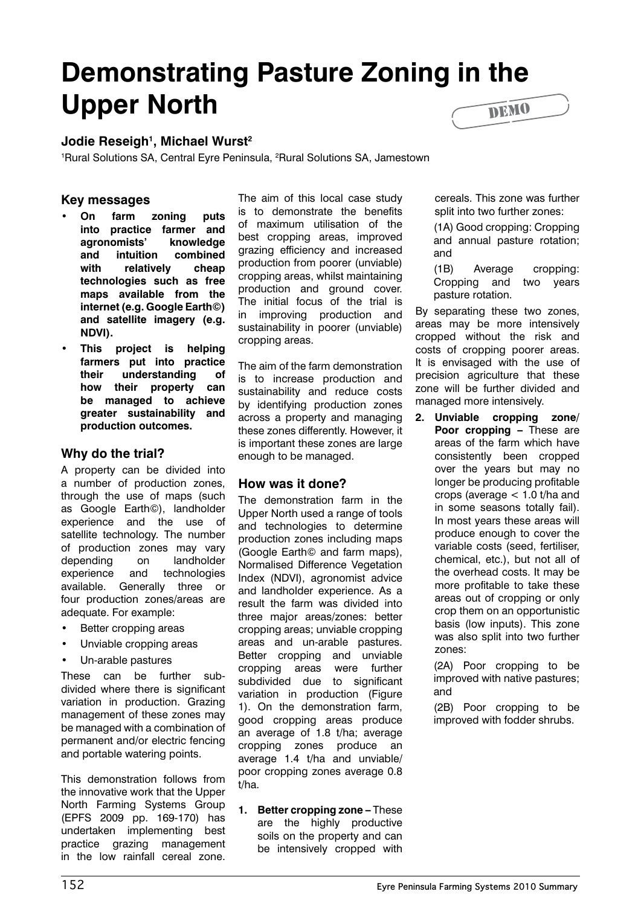# Demonstrating Pasture Zoning in the Upper North

DEMO

**Jodie Reseigh[1], Michael Wurst[2]**

[1]Rural Solutions SA, Central Eyre Peninsula, [2]Rural Solutions SA, Jamestown

## Key messages

- **On farm zoning puts into practice farmer and agronomists' knowledge and intuition combined with relatively cheap technologies such as free maps available from the internet (e.g. Google Earth©) and satellite imagery (e.g. NDVI).**
- **This project is helping farmers put into practice their understanding of how their property can be managed to achieve greater sustainability and production outcomes.**

## Why do the trial?

A property can be divided into a number of production zones, through the use of maps (such as Google Earth©), landholder experience and the use of satellite technology. The number of production zones may vary depending on landholder experience and technologies available. Generally three or four production zones/areas are adequate. For example:

- Better cropping areas
- Unviable cropping areas
- Un-arable pastures

These can be further sub-divided where there is significant variation in production. Grazing management of these zones may be managed with a combination of permanent and/or electric fencing and portable watering points.

This demonstration follows from the innovative work that the Upper North Farming Systems Group (EPFS 2009 pp. 169-170) has undertaken implementing best practice grazing management in the low rainfall cereal zone. The aim of this local case study is to demonstrate the benefits of maximum utilisation of the best cropping areas, improved grazing efficiency and increased production from poorer (unviable) cropping areas, whilst maintaining production and ground cover. The initial focus of the trial is in improving production and sustainability in poorer (unviable) cropping areas.

The aim of the farm demonstration is to increase production and sustainability and reduce costs by identifying production zones across a property and managing these zones differently. However, it is important these zones are large enough to be managed.

## How was it done?

The demonstration farm in the Upper North used a range of tools and technologies to determine production zones including maps (Google Earth© and farm maps), Normalised Difference Vegetation Index (NDVI), agronomist advice and landholder experience. As a result the farm was divided into three major areas/zones: better cropping areas; unviable cropping areas and un-arable pastures. Better cropping and unviable cropping areas were further subdivided due to significant variation in production (Figure 1). On the demonstration farm, good cropping areas produce an average of 1.8 t/ha; average cropping zones produce an average 1.4 t/ha and unviable/ poor cropping zones average 0.8 t/ha.

1. **Better cropping zone –** These are the highly productive soils on the property and can be intensively cropped with cereals. This zone was further split into two further zones:

   (1A) Good cropping: Cropping and annual pasture rotation; and

   (1B) Average cropping: Cropping and two years pasture rotation.

By separating these two zones, areas may be more intensively cropped without the risk and costs of cropping poorer areas. It is envisaged with the use of precision agriculture that these zone will be further divided and managed more intensively.

2. **Unviable cropping zone/ Poor cropping –** These are areas of the farm which have consistently been cropped over the years but may no longer be producing profitable crops (average < 1.0 t/ha and in some seasons totally fail). In most years these areas will produce enough to cover the variable costs (seed, fertiliser, chemical, etc.), but not all of the overhead costs. It may be more profitable to take these areas out of cropping or only crop them on an opportunistic basis (low inputs). This zone was also split into two further zones:

   (2A) Poor cropping to be improved with native pastures; and

   (2B) Poor cropping to be improved with fodder shrubs.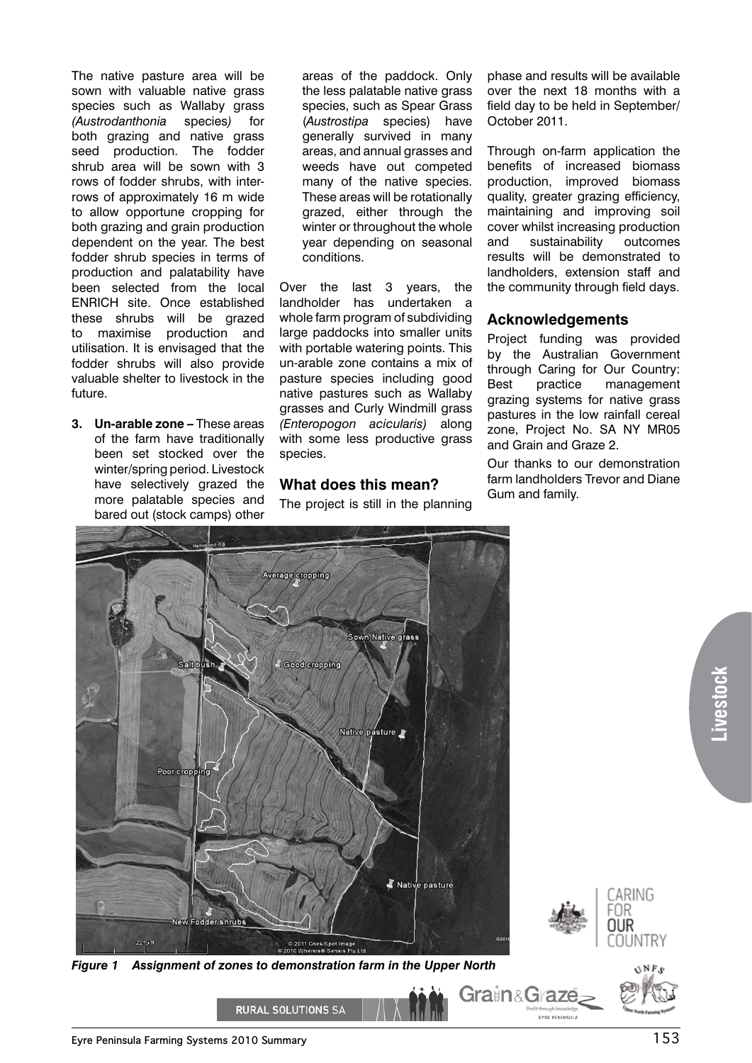The native pasture area will be sown with valuable native grass species such as Wallaby grass *(Austrodanthonia* species*)* for both grazing and native grass seed production. The fodder shrub area will be sown with 3 rows of fodder shrubs, with inter-rows of approximately 16 m wide to allow opportune cropping for both grazing and grain production dependent on the year. The best fodder shrub species in terms of production and palatability have been selected from the local ENRICH site. Once established these shrubs will be grazed to maximise production and utilisation. It is envisaged that the fodder shrubs will also provide valuable shelter to livestock in the future.

3. **Un-arable zone –** These areas of the farm have traditionally been set stocked over the winter/spring period. Livestock have selectively grazed the more palatable species and bared out (stock camps) other areas of the paddock. Only the less palatable native grass species, such as Spear Grass (*Austrostipa* species) have generally survived in many areas, and annual grasses and weeds have out competed many of the native species. These areas will be rotationally grazed, either through the winter or throughout the whole year depending on seasonal conditions.

Over the last 3 years, the landholder has undertaken a whole farm program of subdividing large paddocks into smaller units with portable watering points. This un-arable zone contains a mix of pasture species including good native pastures such as Wallaby grasses and Curly Windmill grass *(Enteropogon acicularis)* along with some less productive grass species.

## What does this mean?

The project is still in the planning phase and results will be available over the next 18 months with a field day to be held in September/ October 2011.

Through on-farm application the benefits of increased biomass production, improved biomass quality, greater grazing efficiency, maintaining and improving soil cover whilst increasing production and sustainability outcomes results will be demonstrated to landholders, extension staff and the community through field days.

## Acknowledgements

Project funding was provided by the Australian Government through Caring for Our Country: Best practice management grazing systems for native grass pastures in the low rainfall cereal zone, Project No. SA NY MR05 and Grain and Graze 2.

Our thanks to our demonstration farm landholders Trevor and Diane Gum and family.

Hammond Rd
Average cropping
Sown Native grass
Salt bush
Good cropping
Native pasture
Poor cropping
Native pasture
New Fodder shrubs
© 2011 Cnes/Spot Image
© 2010 Whereis® Sensis Pty Ltd

***Figure 1 Assignment of zones to demonstration farm in the Upper North***